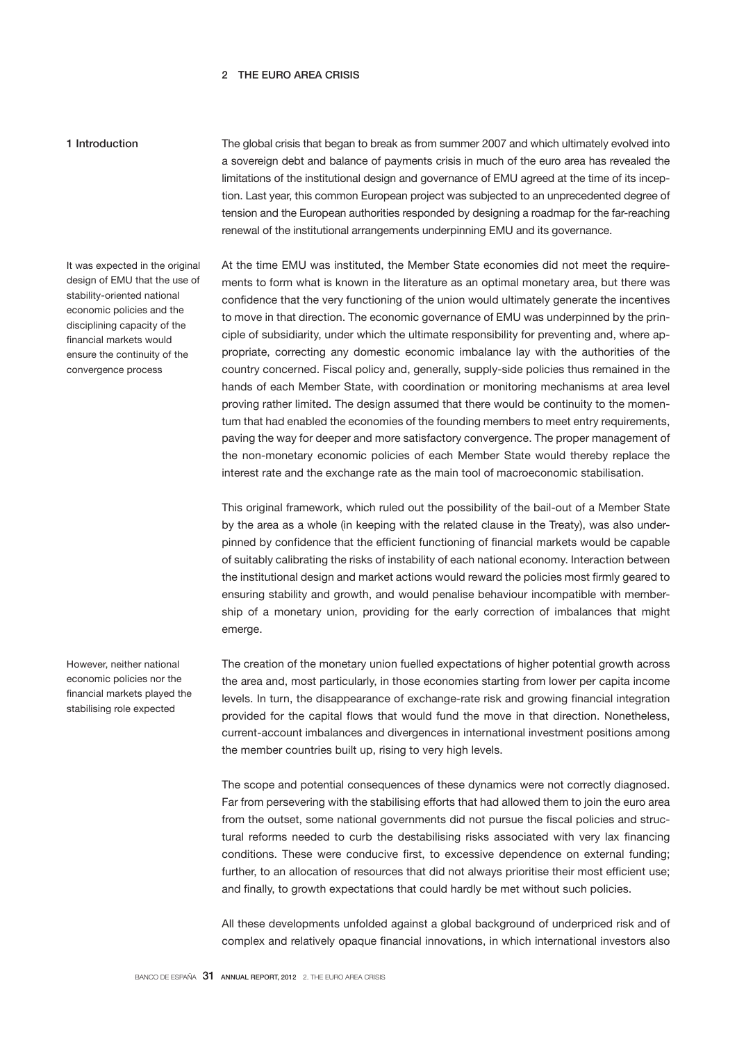# 2 THE EURO AREA CRISIS

## 1 Introduction

The global crisis that began to break as from summer 2007 and which ultimately evolved into a sovereign debt and balance of payments crisis in much of the euro area has revealed the limitations of the institutional design and governance of EMU agreed at the time of its inception. Last year, this common European project was subjected to an unprecedented degree of tension and the European authorities responded by designing a roadmap for the far-reaching renewal of the institutional arrangements underpinning EMU and its governance.

*It was expected in the original design of EMU that the use of stability-oriented national economic policies and the disciplining capacity of the financial markets would ensure the continuity of the convergence process*

At the time EMU was instituted, the Member State economies did not meet the requirements to form what is known in the literature as an optimal monetary area, but there was confidence that the very functioning of the union would ultimately generate the incentives to move in that direction. The economic governance of EMU was underpinned by the principle of subsidiarity, under which the ultimate responsibility for preventing and, where appropriate, correcting any domestic economic imbalance lay with the authorities of the country concerned. Fiscal policy and, generally, supply-side policies thus remained in the hands of each Member State, with coordination or monitoring mechanisms at area level proving rather limited. The design assumed that there would be continuity to the momentum that had enabled the economies of the founding members to meet entry requirements, paving the way for deeper and more satisfactory convergence. The proper management of the non-monetary economic policies of each Member State would thereby replace the interest rate and the exchange rate as the main tool of macroeconomic stabilisation.

This original framework, which ruled out the possibility of the bail-out of a Member State by the area as a whole (in keeping with the related clause in the Treaty), was also underpinned by confidence that the efficient functioning of financial markets would be capable of suitably calibrating the risks of instability of each national economy. Interaction between the institutional design and market actions would reward the policies most firmly geared to ensuring stability and growth, and would penalise behaviour incompatible with membership of a monetary union, providing for the early correction of imbalances that might emerge.

*However, neither national economic policies nor the financial markets played the stabilising role expected*

The creation of the monetary union fuelled expectations of higher potential growth across the area and, most particularly, in those economies starting from lower per capita income levels. In turn, the disappearance of exchange-rate risk and growing financial integration provided for the capital flows that would fund the move in that direction. Nonetheless, current-account imbalances and divergences in international investment positions among the member countries built up, rising to very high levels.

The scope and potential consequences of these dynamics were not correctly diagnosed. Far from persevering with the stabilising efforts that had allowed them to join the euro area from the outset, some national governments did not pursue the fiscal policies and structural reforms needed to curb the destabilising risks associated with very lax financing conditions. These were conducive first, to excessive dependence on external funding; further, to an allocation of resources that did not always prioritise their most efficient use; and finally, to growth expectations that could hardly be met without such policies.

All these developments unfolded against a global background of underpriced risk and of complex and relatively opaque financial innovations, in which international investors also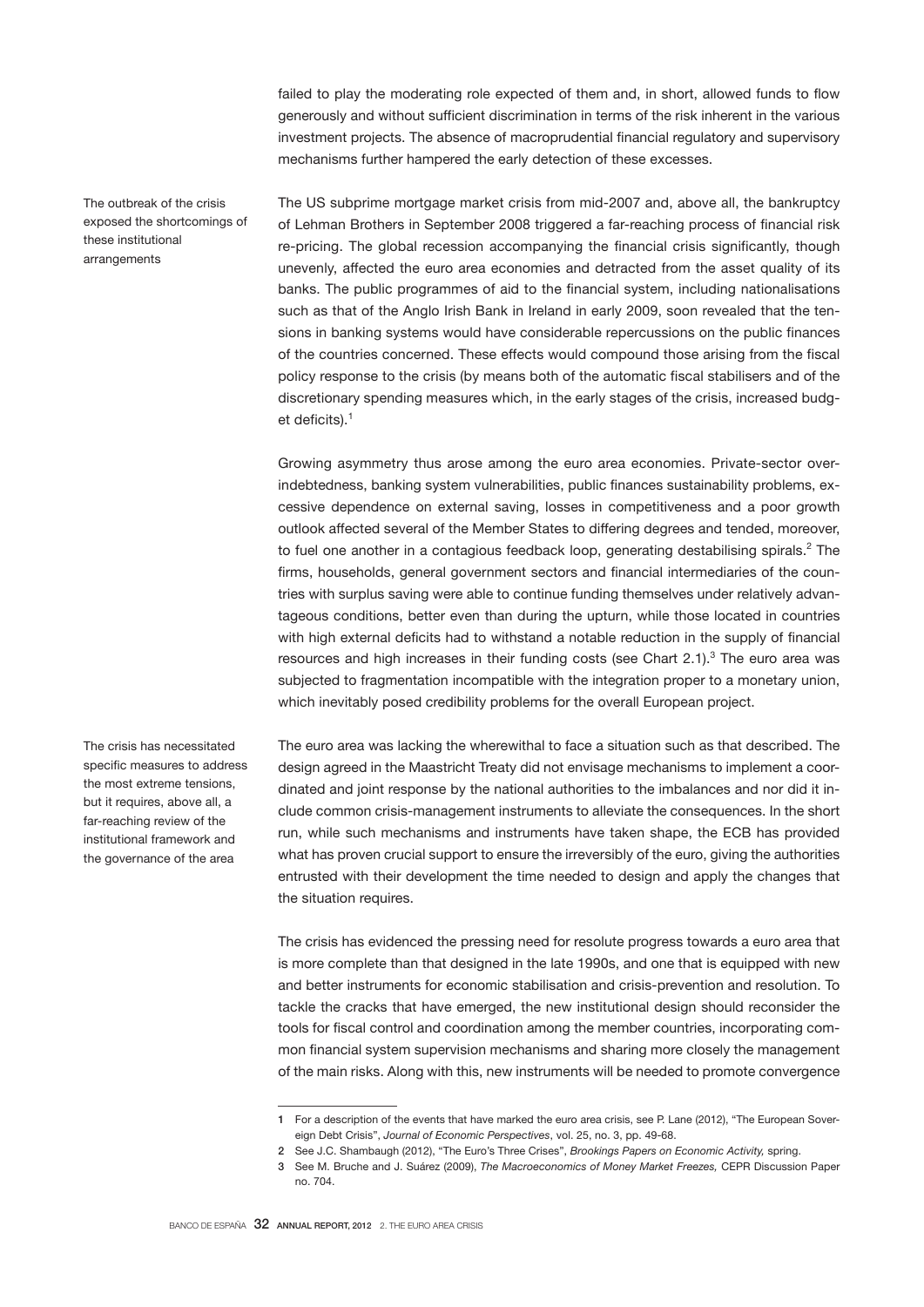failed to play the moderating role expected of them and, in short, allowed funds to flow generously and without sufficient discrimination in terms of the risk inherent in the various investment projects. The absence of macroprudential financial regulatory and supervisory mechanisms further hampered the early detection of these excesses.

The outbreak of the crisis exposed the shortcomings of these institutional arrangements

The US subprime mortgage market crisis from mid-2007 and, above all, the bankruptcy of Lehman Brothers in September 2008 triggered a far-reaching process of financial risk re-pricing. The global recession accompanying the financial crisis significantly, though unevenly, affected the euro area economies and detracted from the asset quality of its banks. The public programmes of aid to the financial system, including nationalisations such as that of the Anglo Irish Bank in Ireland in early 2009, soon revealed that the tensions in banking systems would have considerable repercussions on the public finances of the countries concerned. These effects would compound those arising from the fiscal policy response to the crisis (by means both of the automatic fiscal stabilisers and of the discretionary spending measures which, in the early stages of the crisis, increased budget deficits).[1]

Growing asymmetry thus arose among the euro area economies. Private-sector over-indebtedness, banking system vulnerabilities, public finances sustainability problems, excessive dependence on external saving, losses in competitiveness and a poor growth outlook affected several of the Member States to differing degrees and tended, moreover, to fuel one another in a contagious feedback loop, generating destabilising spirals.[2] The firms, households, general government sectors and financial intermediaries of the countries with surplus saving were able to continue funding themselves under relatively advantageous conditions, better even than during the upturn, while those located in countries with high external deficits had to withstand a notable reduction in the supply of financial resources and high increases in their funding costs (see Chart 2.1).[3] The euro area was subjected to fragmentation incompatible with the integration proper to a monetary union, which inevitably posed credibility problems for the overall European project.

The crisis has necessitated specific measures to address the most extreme tensions, but it requires, above all, a far-reaching review of the institutional framework and the governance of the area

The euro area was lacking the wherewithal to face a situation such as that described. The design agreed in the Maastricht Treaty did not envisage mechanisms to implement a coordinated and joint response by the national authorities to the imbalances and nor did it include common crisis-management instruments to alleviate the consequences. In the short run, while such mechanisms and instruments have taken shape, the ECB has provided what has proven crucial support to ensure the irreversibly of the euro, giving the authorities entrusted with their development the time needed to design and apply the changes that the situation requires.

The crisis has evidenced the pressing need for resolute progress towards a euro area that is more complete than that designed in the late 1990s, and one that is equipped with new and better instruments for economic stabilisation and crisis-prevention and resolution. To tackle the cracks that have emerged, the new institutional design should reconsider the tools for fiscal control and coordination among the member countries, incorporating common financial system supervision mechanisms and sharing more closely the management of the main risks. Along with this, new instruments will be needed to promote convergence

1 For a description of the events that have marked the euro area crisis, see P. Lane (2012), "The European Sovereign Debt Crisis", *Journal of Economic Perspectives*, vol. 25, no. 3, pp. 49-68.

2 See J.C. Shambaugh (2012), "The Euro's Three Crises", *Brookings Papers on Economic Activity,* spring.

3 See M. Bruche and J. Suárez (2009), *The Macroeconomics of Money Market Freezes,* CEPR Discussion Paper no. 704.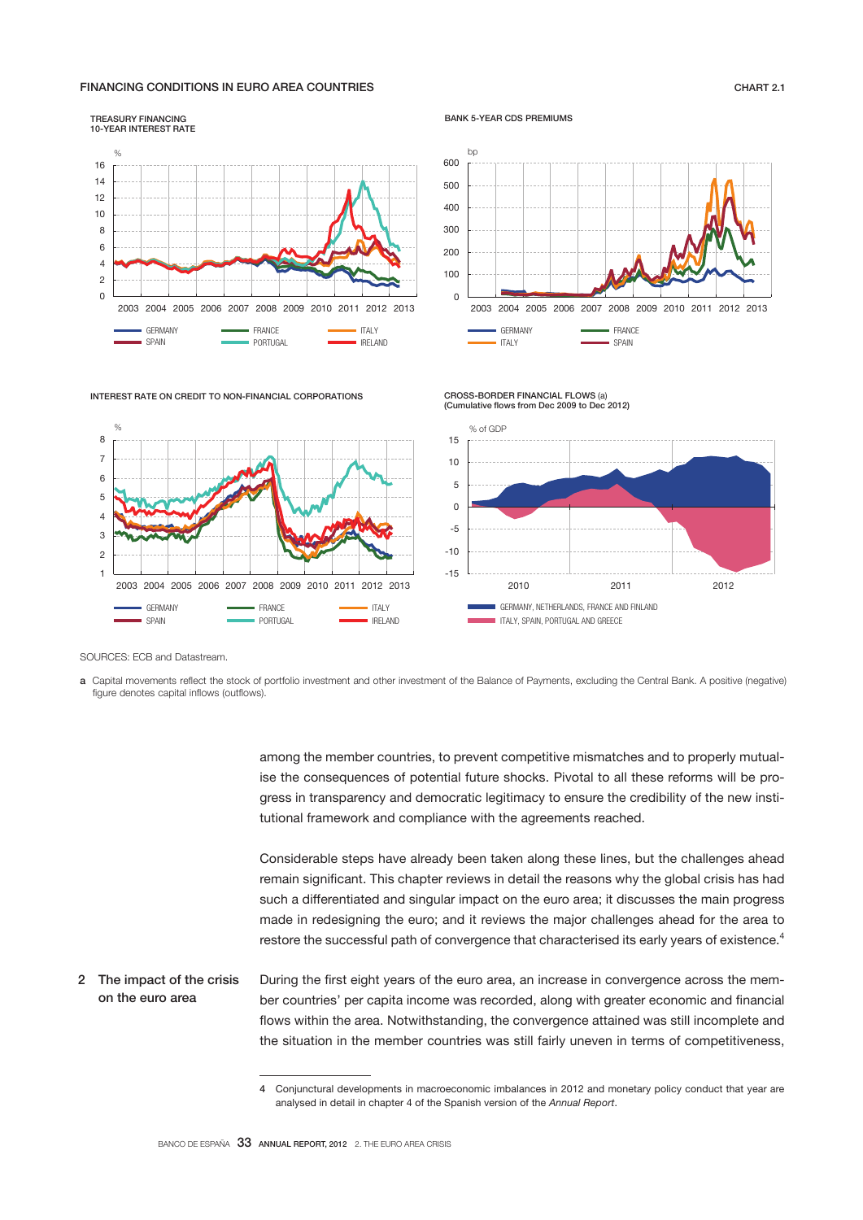FINANCING CONDITIONS IN EURO AREA COUNTRIES

CHART 2.1

TREASURY FINANCING
10-YEAR INTEREST RATE

BANK 5-YEAR CDS PREMIUMS

INTEREST RATE ON CREDIT TO NON-FINANCIAL CORPORATIONS

CROSS-BORDER FINANCIAL FLOWS (a)
(Cumulative flows from Dec 2009 to Dec 2012)

SOURCES: ECB and Datastream.

a Capital movements reflect the stock of portfolio investment and other investment of the Balance of Payments, excluding the Central Bank. A positive (negative) figure denotes capital inflows (outflows).

among the member countries, to prevent competitive mismatches and to properly mutualise the consequences of potential future shocks. Pivotal to all these reforms will be progress in transparency and democratic legitimacy to ensure the credibility of the new institutional framework and compliance with the agreements reached.

Considerable steps have already been taken along these lines, but the challenges ahead remain significant. This chapter reviews in detail the reasons why the global crisis has had such a differentiated and singular impact on the euro area; it discusses the main progress made in redesigning the euro; and it reviews the major challenges ahead for the area to restore the successful path of convergence that characterised its early years of existence.[4]

## 2 The impact of the crisis on the euro area

During the first eight years of the euro area, an increase in convergence across the member countries' per capita income was recorded, along with greater economic and financial flows within the area. Notwithstanding, the convergence attained was still incomplete and the situation in the member countries was still fairly uneven in terms of competitiveness,

4 Conjunctural developments in macroeconomic imbalances in 2012 and monetary policy conduct that year are analysed in detail in chapter 4 of the Spanish version of the *Annual Report*.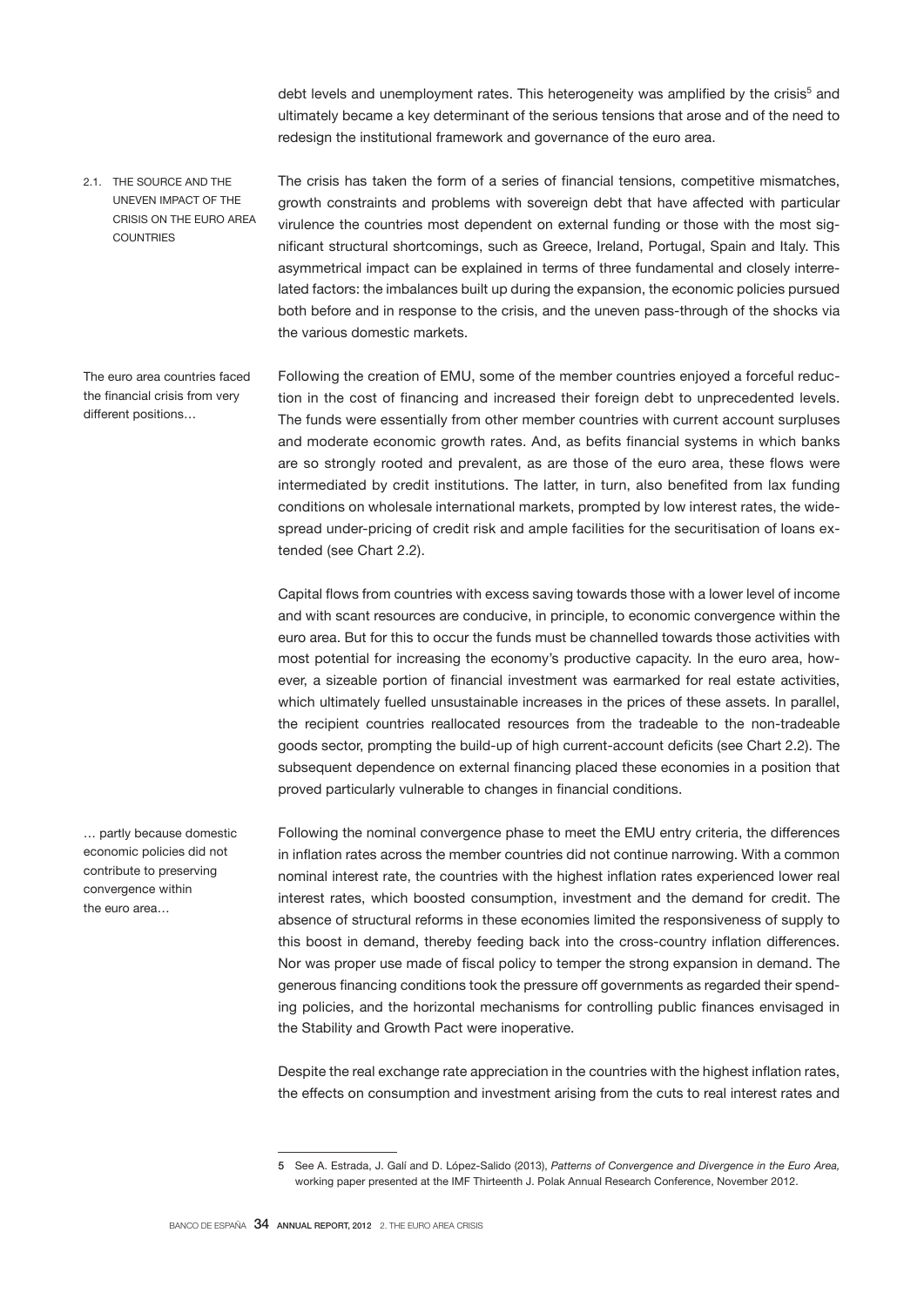debt levels and unemployment rates. This heterogeneity was amplified by the crisis[5] and ultimately became a key determinant of the serious tensions that arose and of the need to redesign the institutional framework and governance of the euro area.

### 2.1. THE SOURCE AND THE UNEVEN IMPACT OF THE CRISIS ON THE EURO AREA COUNTRIES

The crisis has taken the form of a series of financial tensions, competitive mismatches, growth constraints and problems with sovereign debt that have affected with particular virulence the countries most dependent on external funding or those with the most significant structural shortcomings, such as Greece, Ireland, Portugal, Spain and Italy. This asymmetrical impact can be explained in terms of three fundamental and closely interrelated factors: the imbalances built up during the expansion, the economic policies pursued both before and in response to the crisis, and the uneven pass-through of the shocks via the various domestic markets.

The euro area countries faced the financial crisis from very different positions…

Following the creation of EMU, some of the member countries enjoyed a forceful reduction in the cost of financing and increased their foreign debt to unprecedented levels. The funds were essentially from other member countries with current account surpluses and moderate economic growth rates. And, as befits financial systems in which banks are so strongly rooted and prevalent, as are those of the euro area, these flows were intermediated by credit institutions. The latter, in turn, also benefited from lax funding conditions on wholesale international markets, prompted by low interest rates, the widespread under-pricing of credit risk and ample facilities for the securitisation of loans extended (see Chart 2.2).

Capital flows from countries with excess saving towards those with a lower level of income and with scant resources are conducive, in principle, to economic convergence within the euro area. But for this to occur the funds must be channelled towards those activities with most potential for increasing the economy's productive capacity. In the euro area, however, a sizeable portion of financial investment was earmarked for real estate activities, which ultimately fuelled unsustainable increases in the prices of these assets. In parallel, the recipient countries reallocated resources from the tradeable to the non-tradeable goods sector, prompting the build-up of high current-account deficits (see Chart 2.2). The subsequent dependence on external financing placed these economies in a position that proved particularly vulnerable to changes in financial conditions.

… partly because domestic economic policies did not contribute to preserving convergence within the euro area…

Following the nominal convergence phase to meet the EMU entry criteria, the differences in inflation rates across the member countries did not continue narrowing. With a common nominal interest rate, the countries with the highest inflation rates experienced lower real interest rates, which boosted consumption, investment and the demand for credit. The absence of structural reforms in these economies limited the responsiveness of supply to this boost in demand, thereby feeding back into the cross-country inflation differences. Nor was proper use made of fiscal policy to temper the strong expansion in demand. The generous financing conditions took the pressure off governments as regarded their spending policies, and the horizontal mechanisms for controlling public finances envisaged in the Stability and Growth Pact were inoperative.

Despite the real exchange rate appreciation in the countries with the highest inflation rates, the effects on consumption and investment arising from the cuts to real interest rates and

---

5 See A. Estrada, J. Galí and D. López-Salido (2013), *Patterns of Convergence and Divergence in the Euro Area,* working paper presented at the IMF Thirteenth J. Polak Annual Research Conference, November 2012.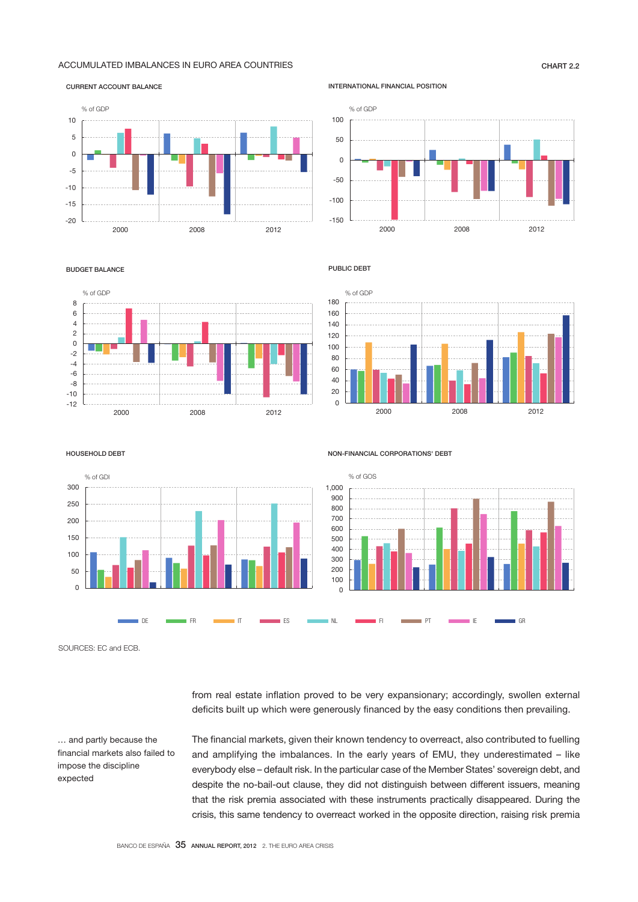ACCUMULATED IMBALANCES IN EURO AREA COUNTRIES

CHART 2.2

CURRENT ACCOUNT BALANCE

INTERNATIONAL FINANCIAL POSITION

BUDGET BALANCE

PUBLIC DEBT

HOUSEHOLD DEBT

NON-FINANCIAL CORPORATIONS' DEBT

DE FR IT ES NL FI PT IE GR

SOURCES: EC and ECB.

from real estate inflation proved to be very expansionary; accordingly, swollen external deficits built up which were generously financed by the easy conditions then prevailing.

*... and partly because the financial markets also failed to impose the discipline expected*

The financial markets, given their known tendency to overreact, also contributed to fuelling and amplifying the imbalances. In the early years of EMU, they underestimated – like everybody else – default risk. In the particular case of the Member States' sovereign debt, and despite the no-bail-out clause, they did not distinguish between different issuers, meaning that the risk premia associated with these instruments practically disappeared. During the crisis, this same tendency to overreact worked in the opposite direction, raising risk premia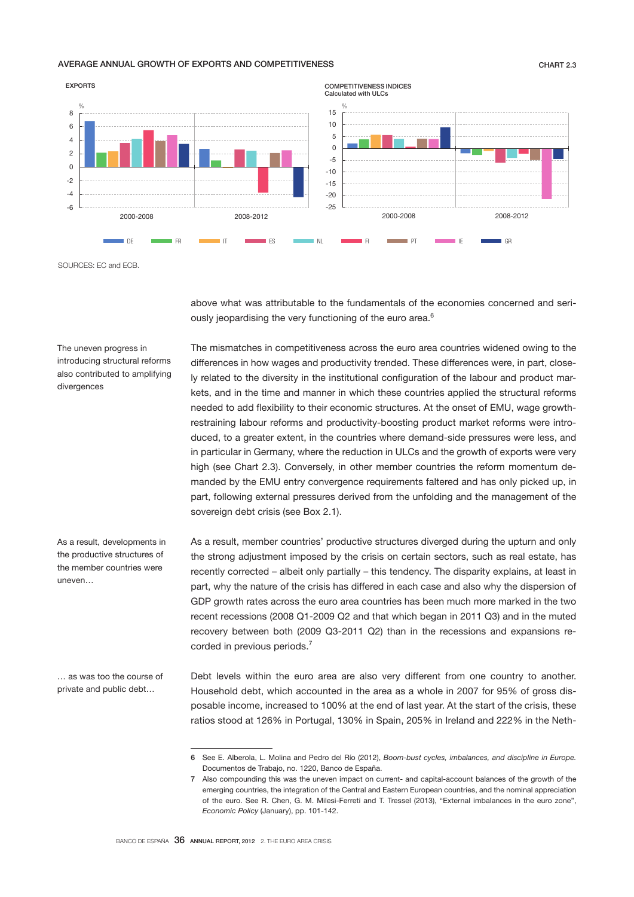**AVERAGE ANNUAL GROWTH OF EXPORTS AND COMPETITIVENESS** CHART 2.3

EXPORTS

COMPETITIVENESS INDICES
Calculated with ULCs

SOURCES: EC and ECB.

above what was attributable to the fundamentals of the economies concerned and seriously jeopardising the very functioning of the euro area.[6]

*The uneven progress in introducing structural reforms also contributed to amplifying divergences*

The mismatches in competitiveness across the euro area countries widened owing to the differences in how wages and productivity trended. These differences were, in part, closely related to the diversity in the institutional configuration of the labour and product markets, and in the time and manner in which these countries applied the structural reforms needed to add flexibility to their economic structures. At the onset of EMU, wage growth-restraining labour reforms and productivity-boosting product market reforms were introduced, to a greater extent, in the countries where demand-side pressures were less, and in particular in Germany, where the reduction in ULCs and the growth of exports were very high (see Chart 2.3). Conversely, in other member countries the reform momentum demanded by the EMU entry convergence requirements faltered and has only picked up, in part, following external pressures derived from the unfolding and the management of the sovereign debt crisis (see Box 2.1).

*As a result, developments in the productive structures of the member countries were uneven…*

As a result, member countries' productive structures diverged during the upturn and only the strong adjustment imposed by the crisis on certain sectors, such as real estate, has recently corrected – albeit only partially – this tendency. The disparity explains, at least in part, why the nature of the crisis has differed in each case and also why the dispersion of GDP growth rates across the euro area countries has been much more marked in the two recent recessions (2008 Q1-2009 Q2 and that which began in 2011 Q3) and in the muted recovery between both (2009 Q3-2011 Q2) than in the recessions and expansions recorded in previous periods.[7]

*… as was too the course of private and public debt…*

Debt levels within the euro area are also very different from one country to another. Household debt, which accounted in the area as a whole in 2007 for 95% of gross disposable income, increased to 100% at the end of last year. At the start of the crisis, these ratios stood at 126% in Portugal, 130% in Spain, 205% in Ireland and 222% in the Neth-

---

6 See E. Alberola, L. Molina and Pedro del Río (2012), *Boom-bust cycles, imbalances, and discipline in Europe*. Documentos de Trabajo, no. 1220, Banco de España.

7 Also compounding this was the uneven impact on current- and capital-account balances of the growth of the emerging countries, the integration of the Central and Eastern European countries, and the nominal appreciation of the euro. See R. Chen, G. M. Milesi-Ferreti and T. Tressel (2013), "External imbalances in the euro zone", *Economic Policy* (January), pp. 101-142.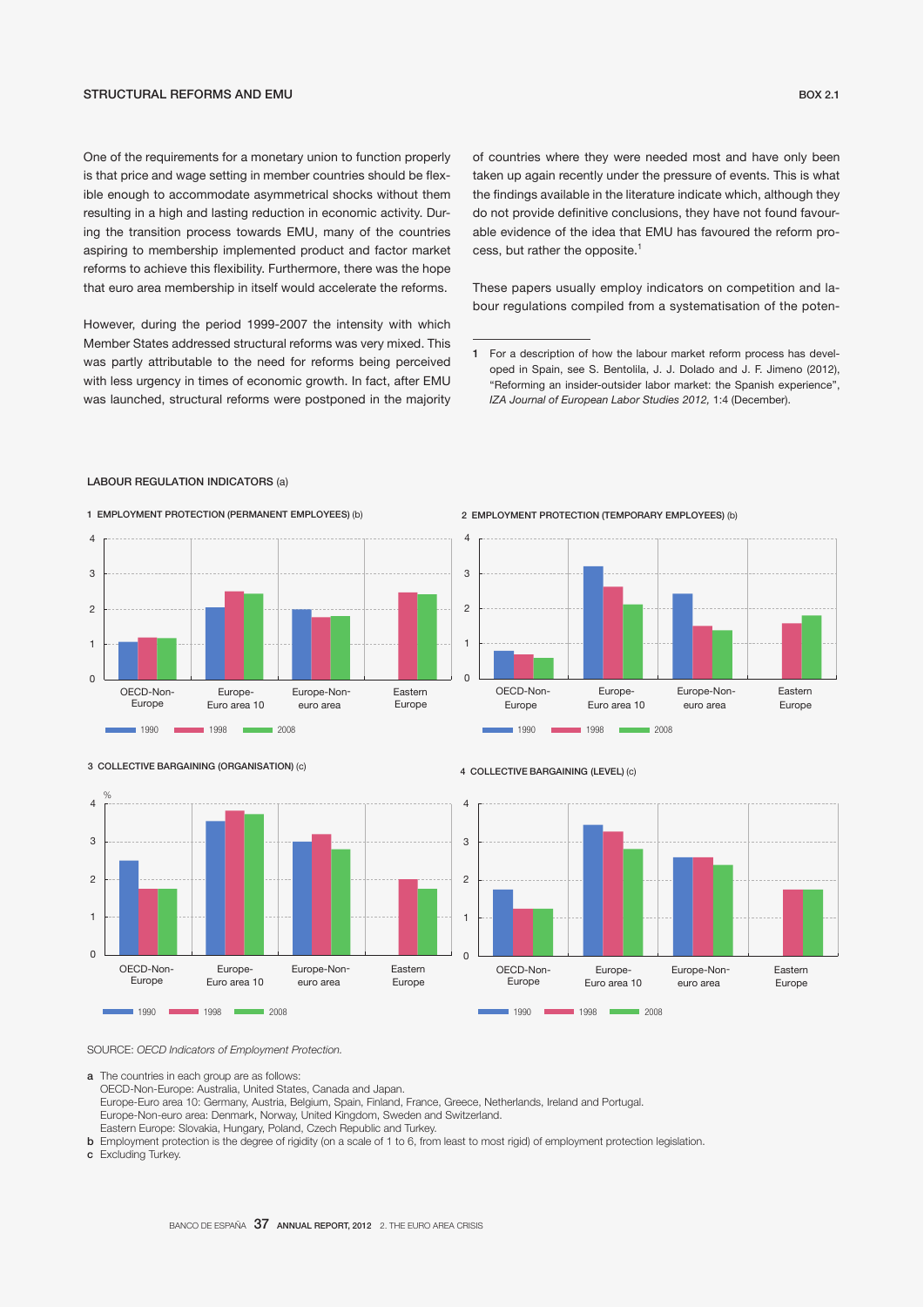## STRUCTURAL REFORMS AND EMU

**BOX 2.1**

One of the requirements for a monetary union to function properly is that price and wage setting in member countries should be flexible enough to accommodate asymmetrical shocks without them resulting in a high and lasting reduction in economic activity. During the transition process towards EMU, many of the countries aspiring to membership implemented product and factor market reforms to achieve this flexibility. Furthermore, there was the hope that euro area membership in itself would accelerate the reforms.

However, during the period 1999-2007 the intensity with which Member States addressed structural reforms was very mixed. This was partly attributable to the need for reforms being perceived with less urgency in times of economic growth. In fact, after EMU was launched, structural reforms were postponed in the majority of countries where they were needed most and have only been taken up again recently under the pressure of events. This is what the findings available in the literature indicate which, although they do not provide definitive conclusions, they have not found favourable evidence of the idea that EMU has favoured the reform process, but rather the opposite.[1]

These papers usually employ indicators on competition and labour regulations compiled from a systematisation of the poten-

1 For a description of how the labour market reform process has developed in Spain, see S. Bentolila, J. J. Dolado and J. F. Jimeno (2012), "Reforming an insider-outsider labor market: the Spanish experience", *IZA Journal of European Labor Studies 2012,* 1:4 (December).

**LABOUR REGULATION INDICATORS** (a)

1 EMPLOYMENT PROTECTION (PERMANENT EMPLOYEES) (b)

2 EMPLOYMENT PROTECTION (TEMPORARY EMPLOYEES) (b)

3 COLLECTIVE BARGAINING (ORGANISATION) (c)

4 COLLECTIVE BARGAINING (LEVEL) (c)

SOURCE: *OECD Indicators of Employment Protection.*

a The countries in each group are as follows:
OECD-Non-Europe: Australia, United States, Canada and Japan.
Europe-Euro area 10: Germany, Austria, Belgium, Spain, Finland, France, Greece, Netherlands, Ireland and Portugal.
Europe-Non-euro area: Denmark, Norway, United Kingdom, Sweden and Switzerland.
Eastern Europe: Slovakia, Hungary, Poland, Czech Republic and Turkey.

b Employment protection is the degree of rigidity (on a scale of 1 to 6, from least to most rigid) of employment protection legislation.

c Excluding Turkey.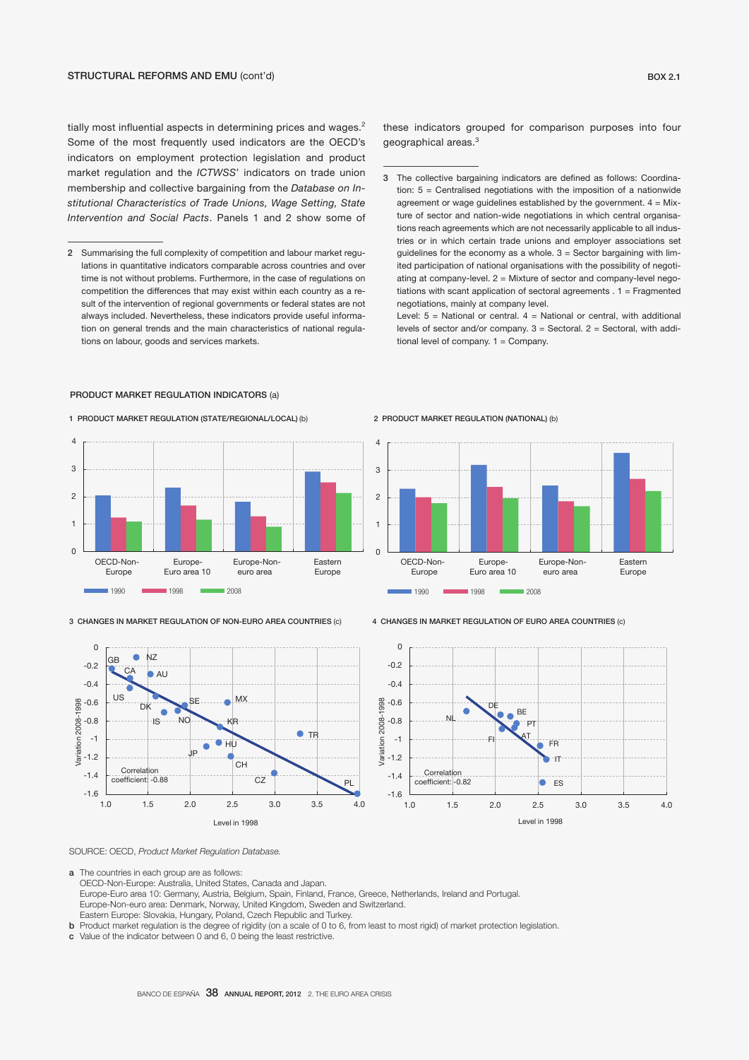tially most influential aspects in determining prices and wages.[2] Some of the most frequently used indicators are the OECD's indicators on employment protection legislation and product market regulation and the *ICTWSS*' indicators on trade union membership and collective bargaining from the *Database on Institutional Characteristics of Trade Unions, Wage Setting, State Intervention and Social Pacts*. Panels 1 and 2 show some of these indicators grouped for comparison purposes into four geographical areas.[3]

2 Summarising the full complexity of competition and labour market regulations in quantitative indicators comparable across countries and over time is not without problems. Furthermore, in the case of regulations on competition the differences that may exist within each country as a result of the intervention of regional governments or federal states are not always included. Nevertheless, these indicators provide useful information on general trends and the main characteristics of national regulations on labour, goods and services markets.

3 The collective bargaining indicators are defined as follows: Coordination: 5 = Centralised negotiations with the imposition of a nationwide agreement or wage guidelines established by the government. 4 = Mixture of sector and nation-wide negotiations in which central organisations reach agreements which are not necessarily applicable to all industries or in which certain trade unions and employer associations set guidelines for the economy as a whole. 3 = Sector bargaining with limited participation of national organisations with the possibility of negotiating at company-level. 2 = Mixture of sector and company-level negotiations with scant application of sectoral agreements . 1 = Fragmented negotiations, mainly at company level.
Level: 5 = National or central. 4 = National or central, with additional levels of sector and/or company. 3 = Sectoral. 2 = Sectoral, with additional level of company. 1 = Company.

PRODUCT MARKET REGULATION INDICATORS (a)

1 PRODUCT MARKET REGULATION (STATE/REGIONAL/LOCAL) (b)

2 PRODUCT MARKET REGULATION (NATIONAL) (b)

3 CHANGES IN MARKET REGULATION OF NON-EURO AREA COUNTRIES (c)

4 CHANGES IN MARKET REGULATION OF EURO AREA COUNTRIES (c)

SOURCE: OECD, *Product Market Regulation Database.*

a The countries in each group are as follows:
OECD-Non-Europe: Australia, United States, Canada and Japan.
Europe-Euro area 10: Germany, Austria, Belgium, Spain, Finland, France, Greece, Netherlands, Ireland and Portugal.
Europe-Non-euro area: Denmark, Norway, United Kingdom, Sweden and Switzerland.
Eastern Europe: Slovakia, Hungary, Poland, Czech Republic and Turkey.

b Product market regulation is the degree of rigidity (on a scale of 0 to 6, from least to most rigid) of market protection legislation.

c Value of the indicator between 0 and 6, 0 being the least restrictive.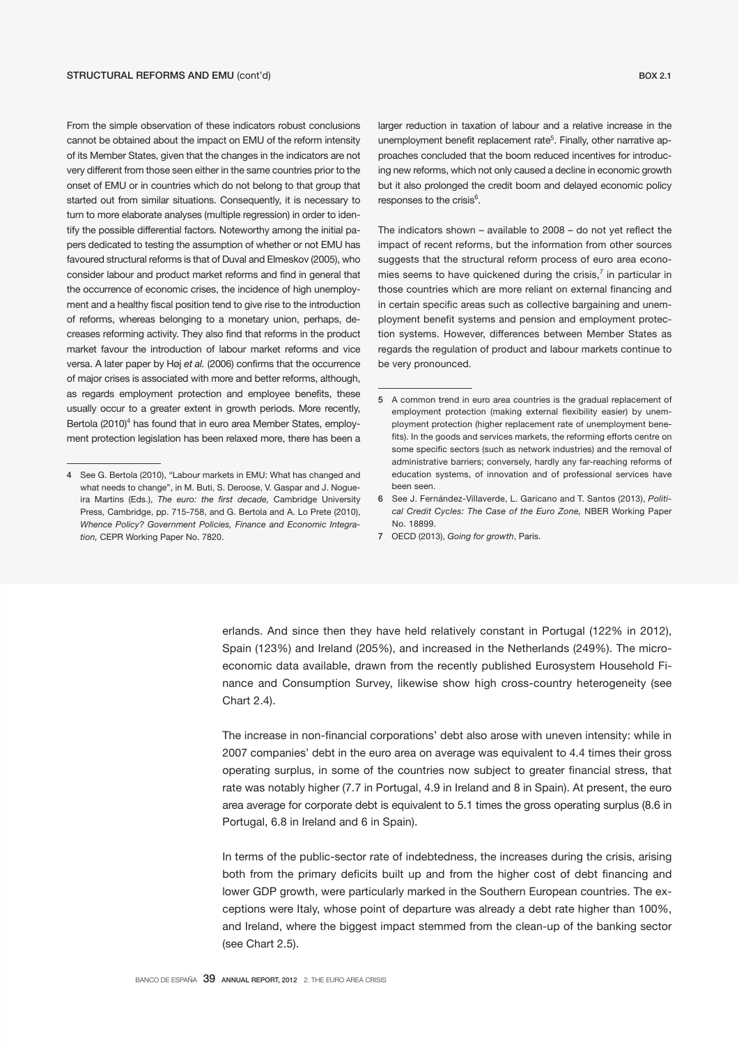## STRUCTURAL REFORMS AND EMU (cont'd)

From the simple observation of these indicators robust conclusions cannot be obtained about the impact on EMU of the reform intensity of its Member States, given that the changes in the indicators are not very different from those seen either in the same countries prior to the onset of EMU or in countries which do not belong to that group that started out from similar situations. Consequently, it is necessary to turn to more elaborate analyses (multiple regression) in order to identify the possible differential factors. Noteworthy among the initial papers dedicated to testing the assumption of whether or not EMU has favoured structural reforms is that of Duval and Elmeskov (2005), who consider labour and product market reforms and find in general that the occurrence of economic crises, the incidence of high unemployment and a healthy fiscal position tend to give rise to the introduction of reforms, whereas belonging to a monetary union, perhaps, decreases reforming activity. They also find that reforms in the product market favour the introduction of labour market reforms and vice versa. A later paper by Høj *et al.* (2006) confirms that the occurrence of major crises is associated with more and better reforms, although, as regards employment protection and employee benefits, these usually occur to a greater extent in growth periods. More recently, Bertola (2010)[4] has found that in euro area Member States, employment protection legislation has been relaxed more, there has been a larger reduction in taxation of labour and a relative increase in the unemployment benefit replacement rate[5]. Finally, other narrative approaches concluded that the boom reduced incentives for introducing new reforms, which not only caused a decline in economic growth but it also prolonged the credit boom and delayed economic policy responses to the crisis[6].

The indicators shown – available to 2008 – do not yet reflect the impact of recent reforms, but the information from other sources suggests that the structural reform process of euro area economies seems to have quickened during the crisis,[7] in particular in those countries which are more reliant on external financing and in certain specific areas such as collective bargaining and unemployment benefit systems and pension and employment protection systems. However, differences between Member States as regards the regulation of product and labour markets continue to be very pronounced.

4 See G. Bertola (2010), "Labour markets in EMU: What has changed and what needs to change", in M. Buti, S. Deroose, V. Gaspar and J. Nogueira Martins (Eds.), *The euro: the first decade,* Cambridge University Press, Cambridge, pp. 715-758, and G. Bertola and A. Lo Prete (2010), *Whence Policy? Government Policies, Finance and Economic Integration,* CEPR Working Paper No. 7820.

5 A common trend in euro area countries is the gradual replacement of employment protection (making external flexibility easier) by unemployment protection (higher replacement rate of unemployment benefits). In the goods and services markets, the reforming efforts centre on some specific sectors (such as network industries) and the removal of administrative barriers; conversely, hardly any far-reaching reforms of education systems, of innovation and of professional services have been seen.

6 See J. Fernández-Villaverde, L. Garicano and T. Santos (2013), *Political Credit Cycles: The Case of the Euro Zone,* NBER Working Paper No. 18899.

7 OECD (2013), *Going for growth*, Paris.

erlands. And since then they have held relatively constant in Portugal (122% in 2012), Spain (123%) and Ireland (205%), and increased in the Netherlands (249%). The microeconomic data available, drawn from the recently published Eurosystem Household Finance and Consumption Survey, likewise show high cross-country heterogeneity (see Chart 2.4).

The increase in non-financial corporations' debt also arose with uneven intensity: while in 2007 companies' debt in the euro area on average was equivalent to 4.4 times their gross operating surplus, in some of the countries now subject to greater financial stress, that rate was notably higher (7.7 in Portugal, 4.9 in Ireland and 8 in Spain). At present, the euro area average for corporate debt is equivalent to 5.1 times the gross operating surplus (8.6 in Portugal, 6.8 in Ireland and 6 in Spain).

In terms of the public-sector rate of indebtedness, the increases during the crisis, arising both from the primary deficits built up and from the higher cost of debt financing and lower GDP growth, were particularly marked in the Southern European countries. The exceptions were Italy, whose point of departure was already a debt rate higher than 100%, and Ireland, where the biggest impact stemmed from the clean-up of the banking sector (see Chart 2.5).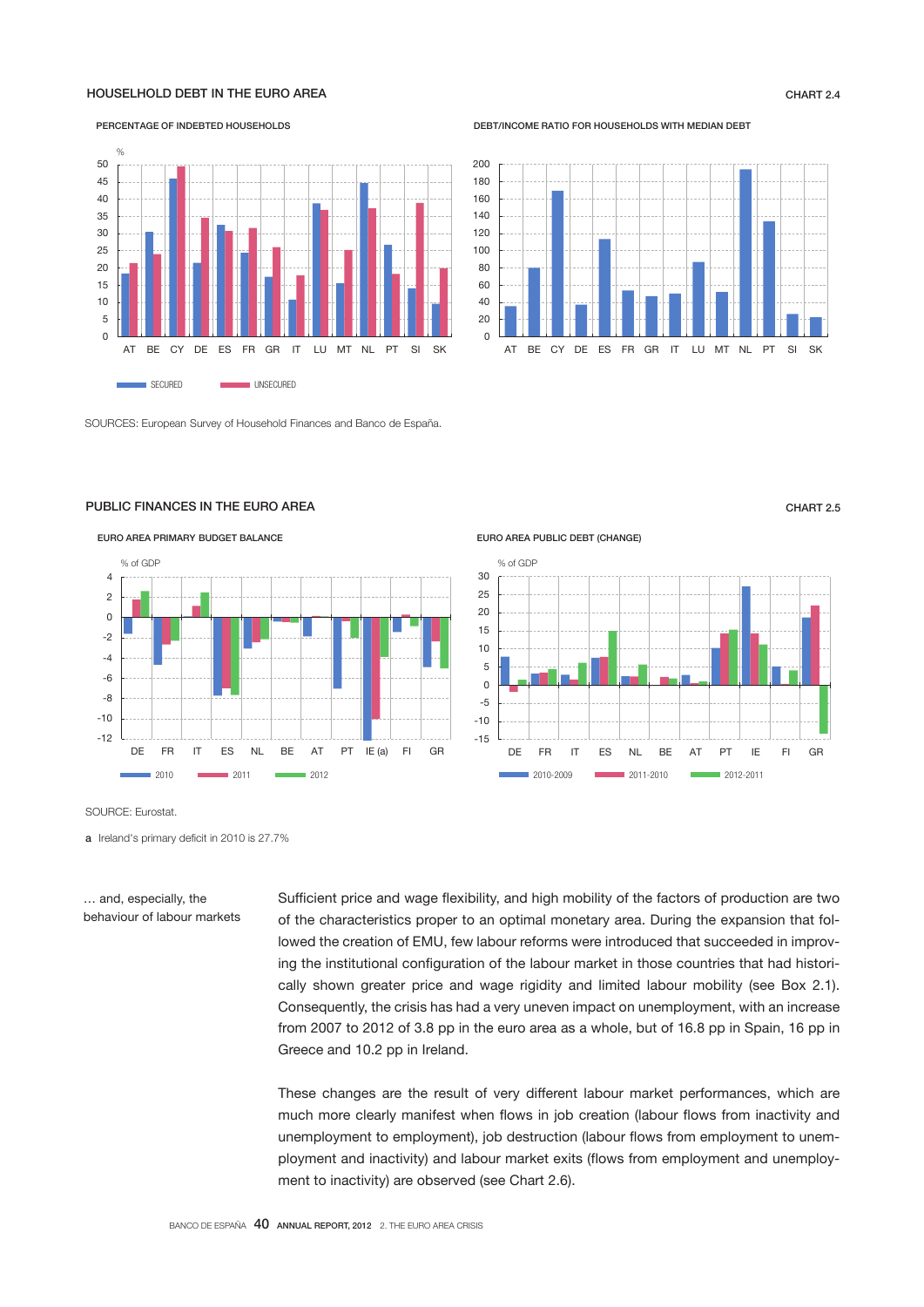## HOUSELHOLD DEBT IN THE EURO AREA

CHART 2.4

PERCENTAGE OF INDEBTED HOUSEHOLDS

DEBT/INCOME RATIO FOR HOUSEHOLDS WITH MEDIAN DEBT

SOURCES: European Survey of Household Finances and Banco de España.

## PUBLIC FINANCES IN THE EURO AREA

CHART 2.5

EURO AREA PRIMARY BUDGET BALANCE

EURO AREA PUBLIC DEBT (CHANGE)

SOURCE: Eurostat.

**a** Ireland's primary deficit in 2010 is 27.7%

*… and, especially, the behaviour of labour markets*

Sufficient price and wage flexibility, and high mobility of the factors of production are two of the characteristics proper to an optimal monetary area. During the expansion that followed the creation of EMU, few labour reforms were introduced that succeeded in improving the institutional configuration of the labour market in those countries that had historically shown greater price and wage rigidity and limited labour mobility (see Box 2.1). Consequently, the crisis has had a very uneven impact on unemployment, with an increase from 2007 to 2012 of 3.8 pp in the euro area as a whole, but of 16.8 pp in Spain, 16 pp in Greece and 10.2 pp in Ireland.

These changes are the result of very different labour market performances, which are much more clearly manifest when flows in job creation (labour flows from inactivity and unemployment to employment), job destruction (labour flows from employment to unemployment and inactivity) and labour market exits (flows from employment and unemployment to inactivity) are observed (see Chart 2.6).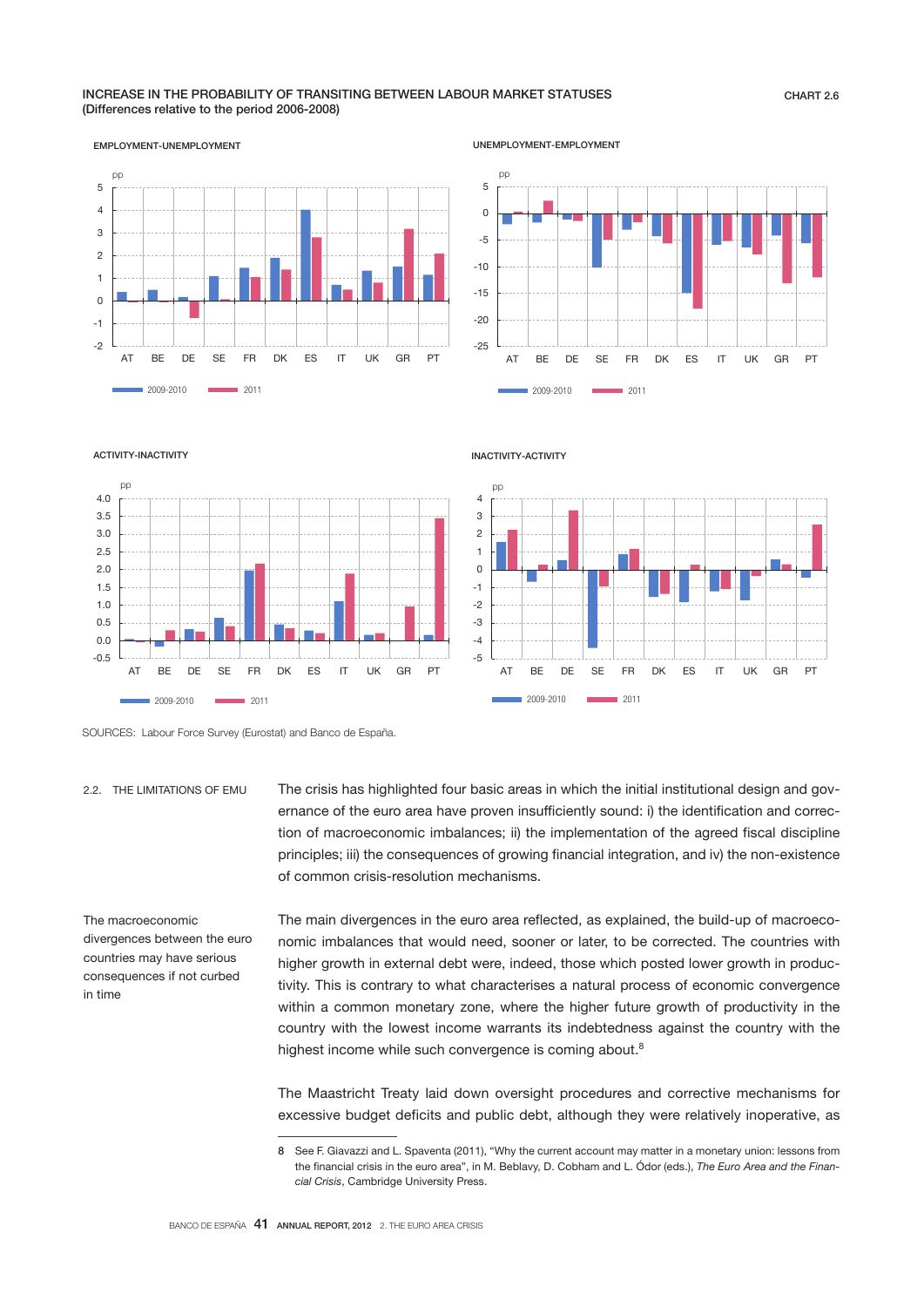INCREASE IN THE PROBABILITY OF TRANSITING BETWEEN LABOUR MARKET STATUSES
(Differences relative to the period 2006-2008)

CHART 2.6

EMPLOYMENT-UNEMPLOYMENT

UNEMPLOYMENT-EMPLOYMENT

ACTIVITY-INACTIVITY

INACTIVITY-ACTIVITY

SOURCES: Labour Force Survey (Eurostat) and Banco de España.

## 2.2. THE LIMITATIONS OF EMU

The crisis has highlighted four basic areas in which the initial institutional design and governance of the euro area have proven insufficiently sound: i) the identification and correction of macroeconomic imbalances; ii) the implementation of the agreed fiscal discipline principles; iii) the consequences of growing financial integration, and iv) the non-existence of common crisis-resolution mechanisms.

*The macroeconomic divergences between the euro countries may have serious consequences if not curbed in time*

The main divergences in the euro area reflected, as explained, the build-up of macroeconomic imbalances that would need, sooner or later, to be corrected. The countries with higher growth in external debt were, indeed, those which posted lower growth in productivity. This is contrary to what characterises a natural process of economic convergence within a common monetary zone, where the higher future growth of productivity in the country with the lowest income warrants its indebtedness against the country with the highest income while such convergence is coming about.[8]

The Maastricht Treaty laid down oversight procedures and corrective mechanisms for excessive budget deficits and public debt, although they were relatively inoperative, as

---

8 See F. Giavazzi and L. Spaventa (2011), "Why the current account may matter in a monetary union: lessons from the financial crisis in the euro area", in M. Beblavy, D. Cobham and L. Ódor (eds.), *The Euro Area and the Financial Crisis*, Cambridge University Press.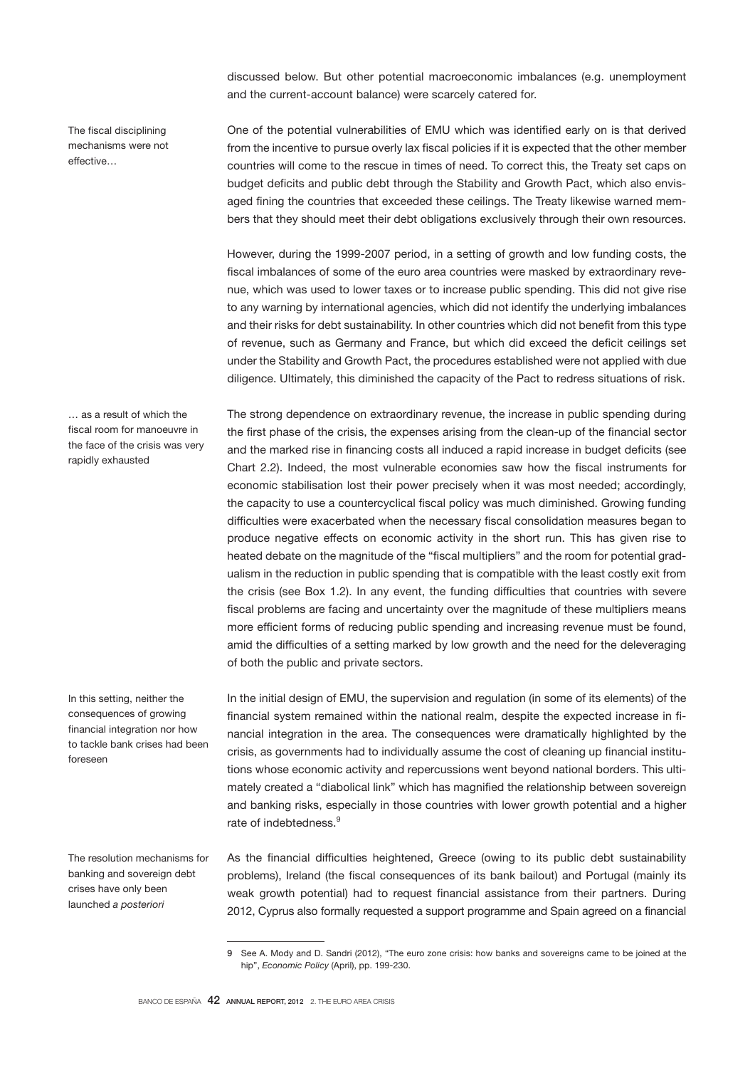discussed below. But other potential macroeconomic imbalances (e.g. unemployment and the current-account balance) were scarcely catered for.

*The fiscal disciplining mechanisms were not effective…*

One of the potential vulnerabilities of EMU which was identified early on is that derived from the incentive to pursue overly lax fiscal policies if it is expected that the other member countries will come to the rescue in times of need. To correct this, the Treaty set caps on budget deficits and public debt through the Stability and Growth Pact, which also envisaged fining the countries that exceeded these ceilings. The Treaty likewise warned members that they should meet their debt obligations exclusively through their own resources.

However, during the 1999-2007 period, in a setting of growth and low funding costs, the fiscal imbalances of some of the euro area countries were masked by extraordinary revenue, which was used to lower taxes or to increase public spending. This did not give rise to any warning by international agencies, which did not identify the underlying imbalances and their risks for debt sustainability. In other countries which did not benefit from this type of revenue, such as Germany and France, but which did exceed the deficit ceilings set under the Stability and Growth Pact, the procedures established were not applied with due diligence. Ultimately, this diminished the capacity of the Pact to redress situations of risk.

*… as a result of which the fiscal room for manoeuvre in the face of the crisis was very rapidly exhausted*

The strong dependence on extraordinary revenue, the increase in public spending during the first phase of the crisis, the expenses arising from the clean-up of the financial sector and the marked rise in financing costs all induced a rapid increase in budget deficits (see Chart 2.2). Indeed, the most vulnerable economies saw how the fiscal instruments for economic stabilisation lost their power precisely when it was most needed; accordingly, the capacity to use a countercyclical fiscal policy was much diminished. Growing funding difficulties were exacerbated when the necessary fiscal consolidation measures began to produce negative effects on economic activity in the short run. This has given rise to heated debate on the magnitude of the "fiscal multipliers" and the room for potential gradualism in the reduction in public spending that is compatible with the least costly exit from the crisis (see Box 1.2). In any event, the funding difficulties that countries with severe fiscal problems are facing and uncertainty over the magnitude of these multipliers means more efficient forms of reducing public spending and increasing revenue must be found, amid the difficulties of a setting marked by low growth and the need for the deleveraging of both the public and private sectors.

*In this setting, neither the consequences of growing financial integration nor how to tackle bank crises had been foreseen*

In the initial design of EMU, the supervision and regulation (in some of its elements) of the financial system remained within the national realm, despite the expected increase in financial integration in the area. The consequences were dramatically highlighted by the crisis, as governments had to individually assume the cost of cleaning up financial institutions whose economic activity and repercussions went beyond national borders. This ultimately created a "diabolical link" which has magnified the relationship between sovereign and banking risks, especially in those countries with lower growth potential and a higher rate of indebtedness.[9]

*The resolution mechanisms for banking and sovereign debt crises have only been launched a posteriori*

As the financial difficulties heightened, Greece (owing to its public debt sustainability problems), Ireland (the fiscal consequences of its bank bailout) and Portugal (mainly its weak growth potential) had to request financial assistance from their partners. During 2012, Cyprus also formally requested a support programme and Spain agreed on a financial

---

9 See A. Mody and D. Sandri (2012), "The euro zone crisis: how banks and sovereigns came to be joined at the hip", *Economic Policy* (April), pp. 199-230.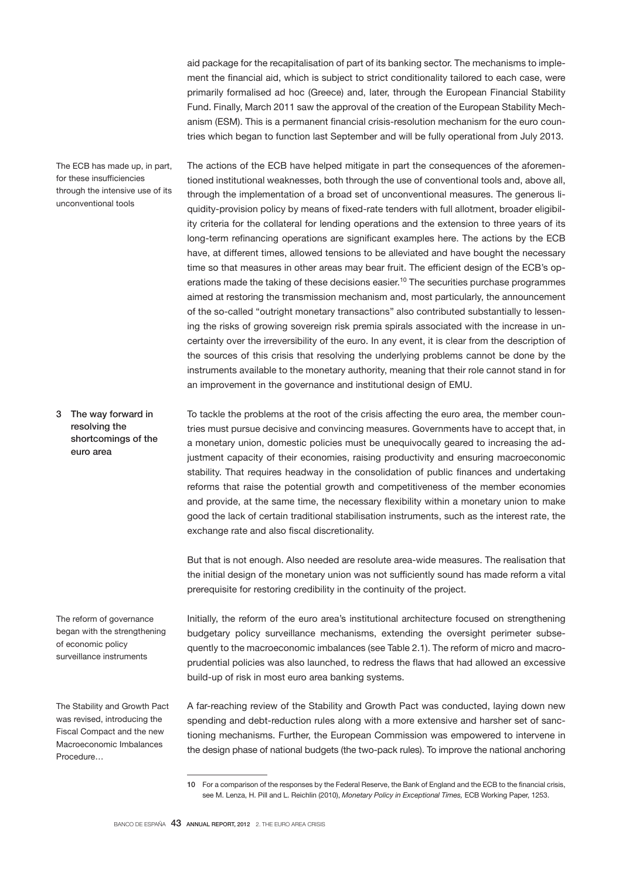aid package for the recapitalisation of part of its banking sector. The mechanisms to implement the financial aid, which is subject to strict conditionality tailored to each case, were primarily formalised ad hoc (Greece) and, later, through the European Financial Stability Fund. Finally, March 2011 saw the approval of the creation of the European Stability Mechanism (ESM). This is a permanent financial crisis-resolution mechanism for the euro countries which began to function last September and will be fully operational from July 2013.

*The ECB has made up, in part, for these insufficiencies through the intensive use of its unconventional tools*

The actions of the ECB have helped mitigate in part the consequences of the aforementioned institutional weaknesses, both through the use of conventional tools and, above all, through the implementation of a broad set of unconventional measures. The generous liquidity-provision policy by means of fixed-rate tenders with full allotment, broader eligibility criteria for the collateral for lending operations and the extension to three years of its long-term refinancing operations are significant examples here. The actions by the ECB have, at different times, allowed tensions to be alleviated and have bought the necessary time so that measures in other areas may bear fruit. The efficient design of the ECB's operations made the taking of these decisions easier.[10] The securities purchase programmes aimed at restoring the transmission mechanism and, most particularly, the announcement of the so-called "outright monetary transactions" also contributed substantially to lessening the risks of growing sovereign risk premia spirals associated with the increase in uncertainty over the irreversibility of the euro. In any event, it is clear from the description of the sources of this crisis that resolving the underlying problems cannot be done by the instruments available to the monetary authority, meaning that their role cannot stand in for an improvement in the governance and institutional design of EMU.

## 3 The way forward in resolving the shortcomings of the euro area

To tackle the problems at the root of the crisis affecting the euro area, the member countries must pursue decisive and convincing measures. Governments have to accept that, in a monetary union, domestic policies must be unequivocally geared to increasing the adjustment capacity of their economies, raising productivity and ensuring macroeconomic stability. That requires headway in the consolidation of public finances and undertaking reforms that raise the potential growth and competitiveness of the member economies and provide, at the same time, the necessary flexibility within a monetary union to make good the lack of certain traditional stabilisation instruments, such as the interest rate, the exchange rate and also fiscal discretionality.

But that is not enough. Also needed are resolute area-wide measures. The realisation that the initial design of the monetary union was not sufficiently sound has made reform a vital prerequisite for restoring credibility in the continuity of the project.

*The reform of governance began with the strengthening of economic policy surveillance instruments*

Initially, the reform of the euro area's institutional architecture focused on strengthening budgetary policy surveillance mechanisms, extending the oversight perimeter subsequently to the macroeconomic imbalances (see Table 2.1). The reform of micro and macroprudential policies was also launched, to redress the flaws that had allowed an excessive build-up of risk in most euro area banking systems.

*The Stability and Growth Pact was revised, introducing the Fiscal Compact and the new Macroeconomic Imbalances Procedure…*

A far-reaching review of the Stability and Growth Pact was conducted, laying down new spending and debt-reduction rules along with a more extensive and harsher set of sanctioning mechanisms. Further, the European Commission was empowered to intervene in the design phase of national budgets (the two-pack rules). To improve the national anchoring

---

10 For a comparison of the responses by the Federal Reserve, the Bank of England and the ECB to the financial crisis, see M. Lenza, H. Pill and L. Reichlin (2010), *Monetary Policy in Exceptional Times,* ECB Working Paper, 1253.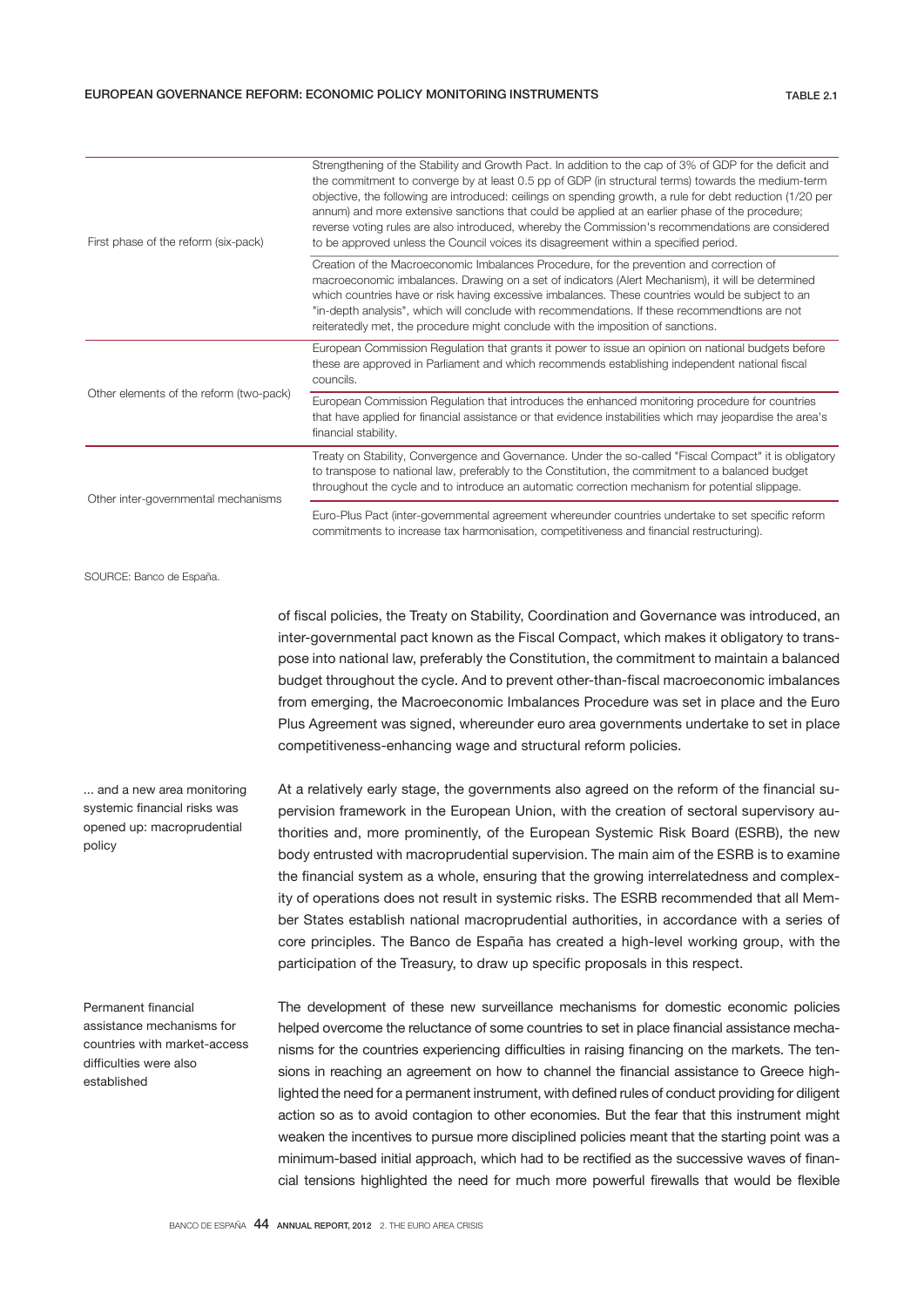**EUROPEAN GOVERNANCE REFORM: ECONOMIC POLICY MONITORING INSTRUMENTS** — TABLE 2.1

| | |
|---|---|
| First phase of the reform (six-pack) | Strengthening of the Stability and Growth Pact. In addition to the cap of 3% of GDP for the deficit and the commitment to converge by at least 0.5 pp of GDP (in structural terms) towards the medium-term objective, the following are introduced: ceilings on spending growth, a rule for debt reduction (1/20 per annum) and more extensive sanctions that could be applied at an earlier phase of the procedure; reverse voting rules are also introduced, whereby the Commission's recommendations are considered to be approved unless the Council voices its disagreement within a specified period. |
| | Creation of the Macroeconomic Imbalances Procedure, for the prevention and correction of macroeconomic imbalances. Drawing on a set of indicators (Alert Mechanism), it will be determined which countries have or risk having excessive imbalances. These countries would be subject to an "in-depth analysis", which will conclude with recommendations. If these recommendtions are not reiteratedly met, the procedure might conclude with the imposition of sanctions. |
| Other elements of the reform (two-pack) | European Commission Regulation that grants it power to issue an opinion on national budgets before these are approved in Parliament and which recommends establishing independent national fiscal councils. |
| | European Commission Regulation that introduces the enhanced monitoring procedure for countries that have applied for financial assistance or that evidence instabilities which may jeopardise the area's financial stability. |
| Other inter-governmental mechanisms | Treaty on Stability, Convergence and Governance. Under the so-called "Fiscal Compact" it is obligatory to transpose to national law, preferably to the Constitution, the commitment to a balanced budget throughout the cycle and to introduce an automatic correction mechanism for potential slippage. |
| | Euro-Plus Pact (inter-governmental agreement whereunder countries undertake to set specific reform commitments to increase tax harmonisation, competitiveness and financial restructuring). |

SOURCE: Banco de España.

of fiscal policies, the Treaty on Stability, Coordination and Governance was introduced, an inter-governmental pact known as the Fiscal Compact, which makes it obligatory to transpose into national law, preferably the Constitution, the commitment to maintain a balanced budget throughout the cycle. And to prevent other-than-fiscal macroeconomic imbalances from emerging, the Macroeconomic Imbalances Procedure was set in place and the Euro Plus Agreement was signed, whereunder euro area governments undertake to set in place competitiveness-enhancing wage and structural reform policies.

*... and a new area monitoring systemic financial risks was opened up: macroprudential policy*

At a relatively early stage, the governments also agreed on the reform of the financial supervision framework in the European Union, with the creation of sectoral supervisory authorities and, more prominently, of the European Systemic Risk Board (ESRB), the new body entrusted with macroprudential supervision. The main aim of the ESRB is to examine the financial system as a whole, ensuring that the growing interrelatedness and complexity of operations does not result in systemic risks. The ESRB recommended that all Member States establish national macroprudential authorities, in accordance with a series of core principles. The Banco de España has created a high-level working group, with the participation of the Treasury, to draw up specific proposals in this respect.

*Permanent financial assistance mechanisms for countries with market-access difficulties were also established*

The development of these new surveillance mechanisms for domestic economic policies helped overcome the reluctance of some countries to set in place financial assistance mechanisms for the countries experiencing difficulties in raising financing on the markets. The tensions in reaching an agreement on how to channel the financial assistance to Greece highlighted the need for a permanent instrument, with defined rules of conduct providing for diligent action so as to avoid contagion to other economies. But the fear that this instrument might weaken the incentives to pursue more disciplined policies meant that the starting point was a minimum-based initial approach, which had to be rectified as the successive waves of financial tensions highlighted the need for much more powerful firewalls that would be flexible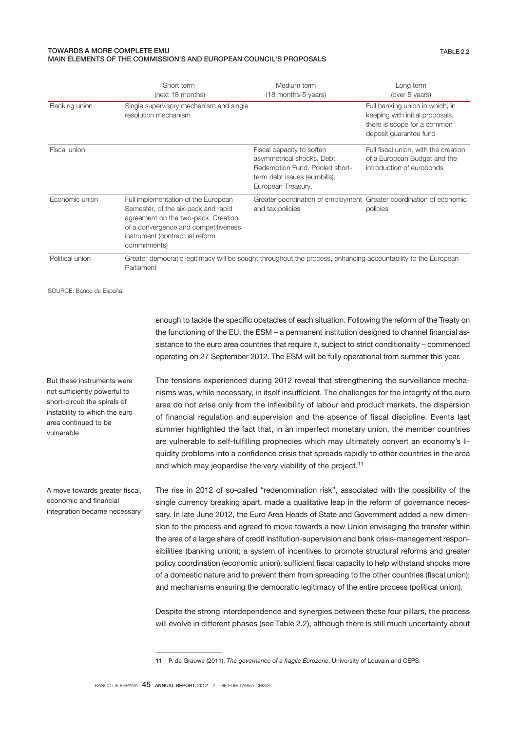**TOWARDS A MORE COMPLETE EMU**
**MAIN ELEMENTS OF THE COMMISSION'S AND EUROPEAN COUNCIL'S PROPOSALS**

**TABLE 2.2**

| | Short term (next 18 months) | Medium term (18 months-5 years) | Long term (over 5 years) |
|---|---|---|---|
| Banking union | Single supervisory mechanism and single resolution mechanism | | Full banking union in which, in keeping with initial proposals, there is scope for a common deposit guarantee fund |
| Fiscal union | | Fiscal capacity to soften asymmetrical shocks. Debt Redemption Fund. Pooled short-term debt issues (eurobills). European Treasury. | Full fiscal union, with the creation of a European Budget and the introduction of eurobonds |
| Economic union | Full implementation of the European Semester, of the six-pack and rapid agreement on the two-pack. Creation of a convergence and competitiveness instrument (contractual reform commitments) | Greater coordination of employment and tax policies | Greater coordination of economic policies |
| Political union | Greater democratic legitimacy will be sought throughout the process, enhancing accountability to the European Parliament | | |

SOURCE: Banco de España.

enough to tackle the specific obstacles of each situation. Following the reform of the Treaty on the functioning of the EU, the ESM – a permanent institution designed to channel financial assistance to the euro area countries that require it, subject to strict conditionality – commenced operating on 27 September 2012. The ESM will be fully operational from summer this year.

*But these instruments were not sufficiently powerful to short-circuit the spirals of instability to which the euro area continued to be vulnerable*

The tensions experienced during 2012 reveal that strengthening the surveillance mechanisms was, while necessary, in itself insufficient. The challenges for the integrity of the euro area do not arise only from the inflexibility of labour and product markets, the dispersion of financial regulation and supervision and the absence of fiscal discipline. Events last summer highlighted the fact that, in an imperfect monetary union, the member countries are vulnerable to self-fulfilling prophecies which may ultimately convert an economy's liquidity problems into a confidence crisis that spreads rapidly to other countries in the area and which may jeopardise the very viability of the project.[11]

*A move towards greater fiscal, economic and financial integration became necessary*

The rise in 2012 of so-called "redenomination risk", associated with the possibility of the single currency breaking apart, made a qualitative leap in the reform of governance necessary. In late June 2012, the Euro Area Heads of State and Government added a new dimension to the process and agreed to move towards a new Union envisaging the transfer within the area of a large share of credit institution-supervision and bank crisis-management responsibilities (banking union); a system of incentives to promote structural reforms and greater policy coordination (economic union); sufficient fiscal capacity to help withstand shocks more of a domestic nature and to prevent them from spreading to the other countries (fiscal union); and mechanisms ensuring the democratic legitimacy of the entire process (political union).

Despite the strong interdependence and synergies between these four pillars, the process will evolve in different phases (see Table 2.2), although there is still much uncertainty about

---

11 P. de Grauwe (2011), *The governance of a fragile Eurozone*, University of Louvain and CEPS.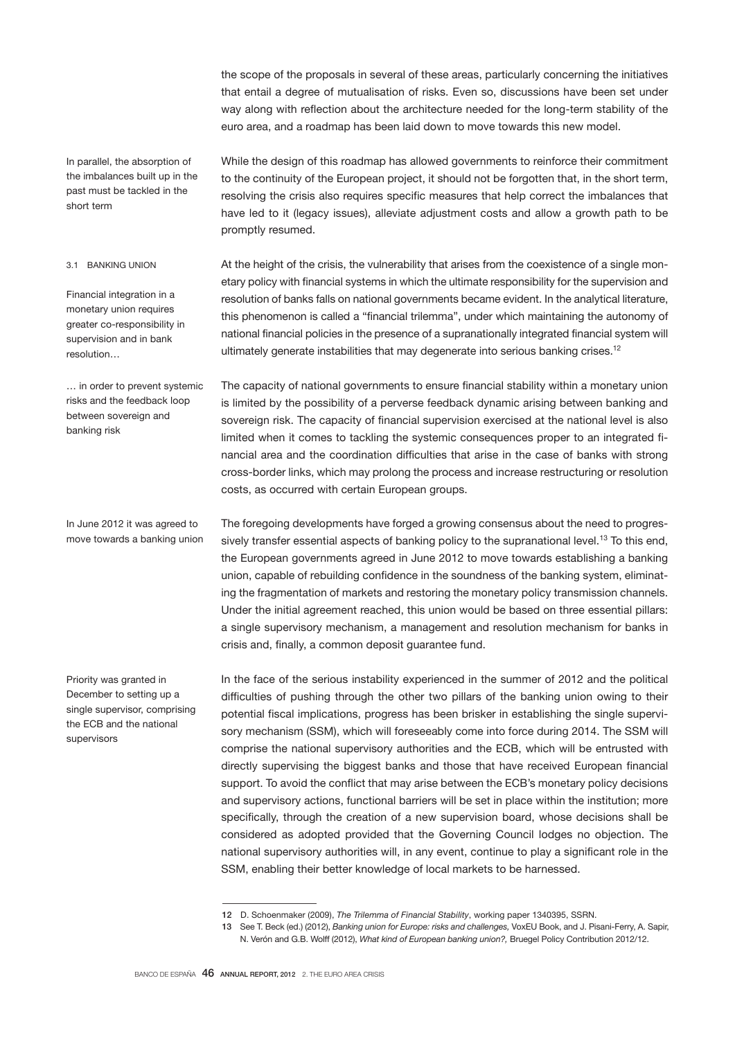the scope of the proposals in several of these areas, particularly concerning the initiatives that entail a degree of mutualisation of risks. Even so, discussions have been set under way along with reflection about the architecture needed for the long-term stability of the euro area, and a roadmap has been laid down to move towards this new model.

In parallel, the absorption of the imbalances built up in the past must be tackled in the short term

While the design of this roadmap has allowed governments to reinforce their commitment to the continuity of the European project, it should not be forgotten that, in the short term, resolving the crisis also requires specific measures that help correct the imbalances that have led to it (legacy issues), alleviate adjustment costs and allow a growth path to be promptly resumed.

### 3.1 BANKING UNION

Financial integration in a monetary union requires greater co-responsibility in supervision and in bank resolution…

At the height of the crisis, the vulnerability that arises from the coexistence of a single monetary policy with financial systems in which the ultimate responsibility for the supervision and resolution of banks falls on national governments became evident. In the analytical literature, this phenomenon is called a "financial trilemma", under which maintaining the autonomy of national financial policies in the presence of a supranationally integrated financial system will ultimately generate instabilities that may degenerate into serious banking crises.[12]

… in order to prevent systemic risks and the feedback loop between sovereign and banking risk

The capacity of national governments to ensure financial stability within a monetary union is limited by the possibility of a perverse feedback dynamic arising between banking and sovereign risk. The capacity of financial supervision exercised at the national level is also limited when it comes to tackling the systemic consequences proper to an integrated financial area and the coordination difficulties that arise in the case of banks with strong cross-border links, which may prolong the process and increase restructuring or resolution costs, as occurred with certain European groups.

In June 2012 it was agreed to move towards a banking union

The foregoing developments have forged a growing consensus about the need to progressively transfer essential aspects of banking policy to the supranational level.[13] To this end, the European governments agreed in June 2012 to move towards establishing a banking union, capable of rebuilding confidence in the soundness of the banking system, eliminating the fragmentation of markets and restoring the monetary policy transmission channels. Under the initial agreement reached, this union would be based on three essential pillars: a single supervisory mechanism, a management and resolution mechanism for banks in crisis and, finally, a common deposit guarantee fund.

Priority was granted in December to setting up a single supervisor, comprising the ECB and the national supervisors

In the face of the serious instability experienced in the summer of 2012 and the political difficulties of pushing through the other two pillars of the banking union owing to their potential fiscal implications, progress has been brisker in establishing the single supervisory mechanism (SSM), which will foreseeably come into force during 2014. The SSM will comprise the national supervisory authorities and the ECB, which will be entrusted with directly supervising the biggest banks and those that have received European financial support. To avoid the conflict that may arise between the ECB's monetary policy decisions and supervisory actions, functional barriers will be set in place within the institution; more specifically, through the creation of a new supervision board, whose decisions shall be considered as adopted provided that the Governing Council lodges no objection. The national supervisory authorities will, in any event, continue to play a significant role in the SSM, enabling their better knowledge of local markets to be harnessed.

---

12 D. Schoenmaker (2009), *The Trilemma of Financial Stability*, working paper 1340395, SSRN.

13 See T. Beck (ed.) (2012), *Banking union for Europe: risks and challenges,* VoxEU Book, and J. Pisani-Ferry, A. Sapir, N. Verón and G.B. Wolff (2012), *What kind of European banking union?,* Bruegel Policy Contribution 2012/12.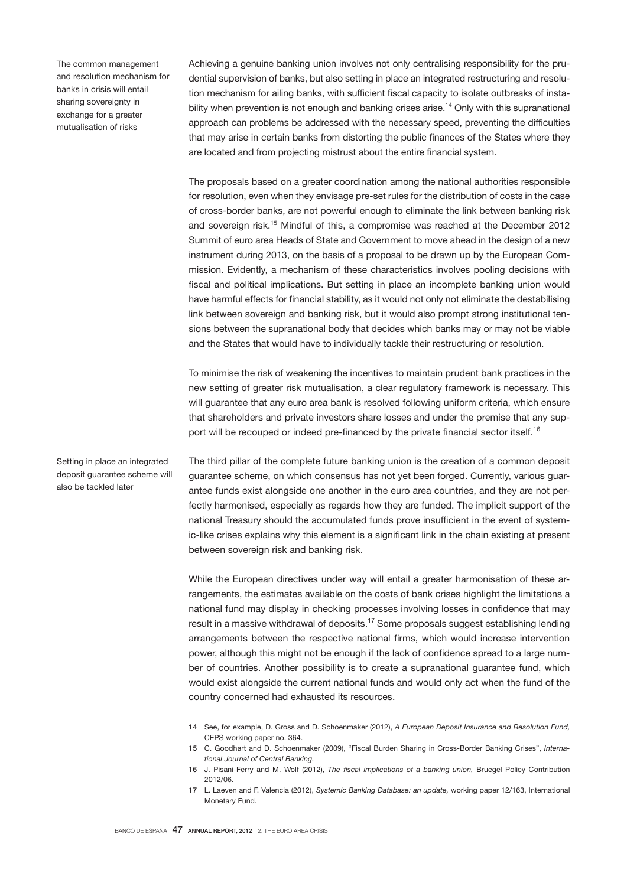The common management and resolution mechanism for banks in crisis will entail sharing sovereignty in exchange for a greater mutualisation of risks

Achieving a genuine banking union involves not only centralising responsibility for the prudential supervision of banks, but also setting in place an integrated restructuring and resolution mechanism for ailing banks, with sufficient fiscal capacity to isolate outbreaks of instability when prevention is not enough and banking crises arise.[14] Only with this supranational approach can problems be addressed with the necessary speed, preventing the difficulties that may arise in certain banks from distorting the public finances of the States where they are located and from projecting mistrust about the entire financial system.

The proposals based on a greater coordination among the national authorities responsible for resolution, even when they envisage pre-set rules for the distribution of costs in the case of cross-border banks, are not powerful enough to eliminate the link between banking risk and sovereign risk.[15] Mindful of this, a compromise was reached at the December 2012 Summit of euro area Heads of State and Government to move ahead in the design of a new instrument during 2013, on the basis of a proposal to be drawn up by the European Commission. Evidently, a mechanism of these characteristics involves pooling decisions with fiscal and political implications. But setting in place an incomplete banking union would have harmful effects for financial stability, as it would not only not eliminate the destabilising link between sovereign and banking risk, but it would also prompt strong institutional tensions between the supranational body that decides which banks may or may not be viable and the States that would have to individually tackle their restructuring or resolution.

To minimise the risk of weakening the incentives to maintain prudent bank practices in the new setting of greater risk mutualisation, a clear regulatory framework is necessary. This will guarantee that any euro area bank is resolved following uniform criteria, which ensure that shareholders and private investors share losses and under the premise that any support will be recouped or indeed pre-financed by the private financial sector itself.[16]

Setting in place an integrated deposit guarantee scheme will also be tackled later

The third pillar of the complete future banking union is the creation of a common deposit guarantee scheme, on which consensus has not yet been forged. Currently, various guarantee funds exist alongside one another in the euro area countries, and they are not perfectly harmonised, especially as regards how they are funded. The implicit support of the national Treasury should the accumulated funds prove insufficient in the event of systemic-like crises explains why this element is a significant link in the chain existing at present between sovereign risk and banking risk.

While the European directives under way will entail a greater harmonisation of these arrangements, the estimates available on the costs of bank crises highlight the limitations a national fund may display in checking processes involving losses in confidence that may result in a massive withdrawal of deposits.[17] Some proposals suggest establishing lending arrangements between the respective national firms, which would increase intervention power, although this might not be enough if the lack of confidence spread to a large number of countries. Another possibility is to create a supranational guarantee fund, which would exist alongside the current national funds and would only act when the fund of the country concerned had exhausted its resources.

---

14 See, for example, D. Gross and D. Schoenmaker (2012), *A European Deposit Insurance and Resolution Fund,* CEPS working paper no. 364.

15 C. Goodhart and D. Schoenmaker (2009), "Fiscal Burden Sharing in Cross-Border Banking Crises", *International Journal of Central Banking.*

16 J. Pisani-Ferry and M. Wolf (2012), *The fiscal implications of a banking union,* Bruegel Policy Contribution 2012/06.

17 L. Laeven and F. Valencia (2012), *Systemic Banking Database: an update,* working paper 12/163, International Monetary Fund.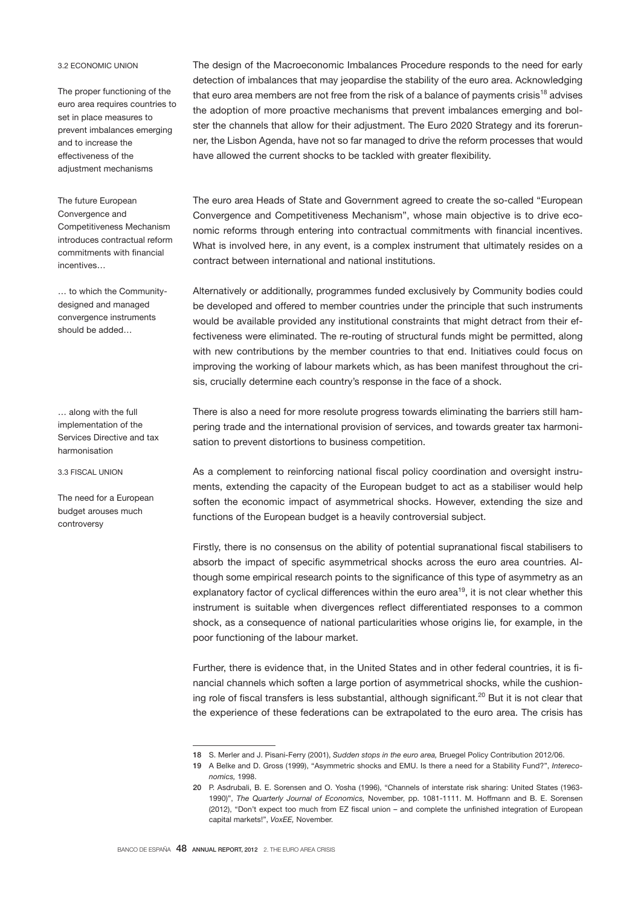### 3.2 ECONOMIC UNION

*The proper functioning of the euro area requires countries to set in place measures to prevent imbalances emerging and to increase the effectiveness of the adjustment mechanisms*

The design of the Macroeconomic Imbalances Procedure responds to the need for early detection of imbalances that may jeopardise the stability of the euro area. Acknowledging that euro area members are not free from the risk of a balance of payments crisis[18] advises the adoption of more proactive mechanisms that prevent imbalances emerging and bolster the channels that allow for their adjustment. The Euro 2020 Strategy and its forerunner, the Lisbon Agenda, have not so far managed to drive the reform processes that would have allowed the current shocks to be tackled with greater flexibility.

*The future European Convergence and Competitiveness Mechanism introduces contractual reform commitments with financial incentives…*

The euro area Heads of State and Government agreed to create the so-called "European Convergence and Competitiveness Mechanism", whose main objective is to drive economic reforms through entering into contractual commitments with financial incentives. What is involved here, in any event, is a complex instrument that ultimately resides on a contract between international and national institutions.

*… to which the Community-designed and managed convergence instruments should be added…*

Alternatively or additionally, programmes funded exclusively by Community bodies could be developed and offered to member countries under the principle that such instruments would be available provided any institutional constraints that might detract from their effectiveness were eliminated. The re-routing of structural funds might be permitted, along with new contributions by the member countries to that end. Initiatives could focus on improving the working of labour markets which, as has been manifest throughout the crisis, crucially determine each country's response in the face of a shock.

*… along with the full implementation of the Services Directive and tax harmonisation*

There is also a need for more resolute progress towards eliminating the barriers still hampering trade and the international provision of services, and towards greater tax harmonisation to prevent distortions to business competition.

### 3.3 FISCAL UNION

*The need for a European budget arouses much controversy*

As a complement to reinforcing national fiscal policy coordination and oversight instruments, extending the capacity of the European budget to act as a stabiliser would help soften the economic impact of asymmetrical shocks. However, extending the size and functions of the European budget is a heavily controversial subject.

Firstly, there is no consensus on the ability of potential supranational fiscal stabilisers to absorb the impact of specific asymmetrical shocks across the euro area countries. Although some empirical research points to the significance of this type of asymmetry as an explanatory factor of cyclical differences within the euro area[19], it is not clear whether this instrument is suitable when divergences reflect differentiated responses to a common shock, as a consequence of national particularities whose origins lie, for example, in the poor functioning of the labour market.

Further, there is evidence that, in the United States and in other federal countries, it is financial channels which soften a large portion of asymmetrical shocks, while the cushioning role of fiscal transfers is less substantial, although significant.[20] But it is not clear that the experience of these federations can be extrapolated to the euro area. The crisis has

---

18 S. Merler and J. Pisani-Ferry (2001), *Sudden stops in the euro area,* Bruegel Policy Contribution 2012/06.

19 A Belke and D. Gross (1999), "Asymmetric shocks and EMU. Is there a need for a Stability Fund?", *Intereconomics,* 1998.

20 P. Asdrubali, B. E. Sorensen and O. Yosha (1996), "Channels of interstate risk sharing: United States (1963-1990)", *The Quarterly Journal of Economics,* November, pp. 1081-1111. M. Hoffmann and B. E. Sorensen (2012), "Don't expect too much from EZ fiscal union – and complete the unfinished integration of European capital markets!", *VoxEE,* November.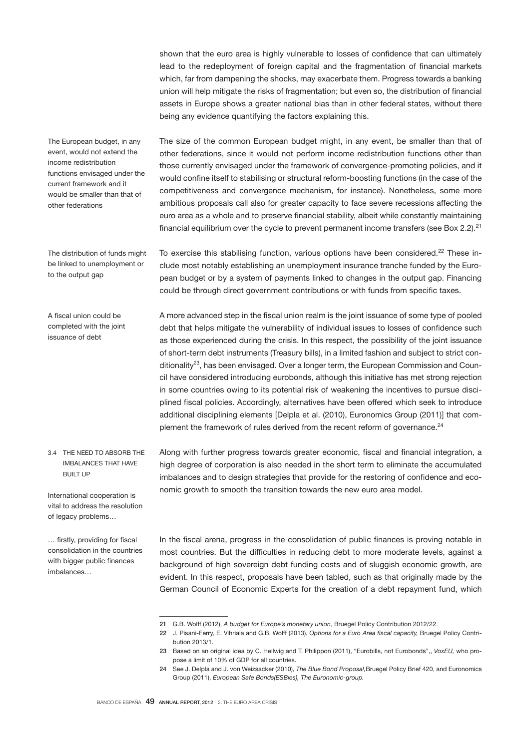shown that the euro area is highly vulnerable to losses of confidence that can ultimately lead to the redeployment of foreign capital and the fragmentation of financial markets which, far from dampening the shocks, may exacerbate them. Progress towards a banking union will help mitigate the risks of fragmentation; but even so, the distribution of financial assets in Europe shows a greater national bias than in other federal states, without there being any evidence quantifying the factors explaining this.

The European budget, in any event, would not extend the income redistribution functions envisaged under the current framework and it would be smaller than that of other federations

The size of the common European budget might, in any event, be smaller than that of other federations, since it would not perform income redistribution functions other than those currently envisaged under the framework of convergence-promoting policies, and it would confine itself to stabilising or structural reform-boosting functions (in the case of the competitiveness and convergence mechanism, for instance). Nonetheless, some more ambitious proposals call also for greater capacity to face severe recessions affecting the euro area as a whole and to preserve financial stability, albeit while constantly maintaining financial equilibrium over the cycle to prevent permanent income transfers (see Box 2.2).[21]

The distribution of funds might be linked to unemployment or to the output gap

To exercise this stabilising function, various options have been considered.[22] These include most notably establishing an unemployment insurance tranche funded by the European budget or by a system of payments linked to changes in the output gap. Financing could be through direct government contributions or with funds from specific taxes.

A fiscal union could be completed with the joint issuance of debt

A more advanced step in the fiscal union realm is the joint issuance of some type of pooled debt that helps mitigate the vulnerability of individual issues to losses of confidence such as those experienced during the crisis. In this respect, the possibility of the joint issuance of short-term debt instruments (Treasury bills), in a limited fashion and subject to strict conditionality[23], has been envisaged. Over a longer term, the European Commission and Council have considered introducing eurobonds, although this initiative has met strong rejection in some countries owing to its potential risk of weakening the incentives to pursue disciplined fiscal policies. Accordingly, alternatives have been offered which seek to introduce additional disciplining elements [Delpla et al. (2010), Euronomics Group (2011)] that complement the framework of rules derived from the recent reform of governance.[24]

### 3.4 THE NEED TO ABSORB THE IMBALANCES THAT HAVE BUILT UP

International cooperation is vital to address the resolution of legacy problems…

Along with further progress towards greater economic, fiscal and financial integration, a high degree of corporation is also needed in the short term to eliminate the accumulated imbalances and to design strategies that provide for the restoring of confidence and economic growth to smooth the transition towards the new euro area model.

… firstly, providing for fiscal consolidation in the countries with bigger public finances imbalances…

In the fiscal arena, progress in the consolidation of public finances is proving notable in most countries. But the difficulties in reducing debt to more moderate levels, against a background of high sovereign debt funding costs and of sluggish economic growth, are evident. In this respect, proposals have been tabled, such as that originally made by the German Council of Economic Experts for the creation of a debt repayment fund, which

---

21 G.B. Wolff (2012), *A budget for Europe's monetary union,* Bruegel Policy Contribution 2012/22.

22 J. Pisani-Ferry, E. Vihriala and G.B. Wolff (2013), *Options for a Euro Area fiscal capacity,* Bruegel Policy Contribution 2013/1.

23 Based on an original idea by C. Hellwig and T. Philippon (2011), "Eurobills, not Eurobonds",, *VoxEU,* who propose a limit of 10% of GDP for all countries.

24 See J. Delpla and J. von Weizsacker (2010), *The Blue Bond Proposal,* Bruegel Policy Brief 420, and Euronomics Group (2011), *European Safe Bonds(ESBies), The Euronomic-group.*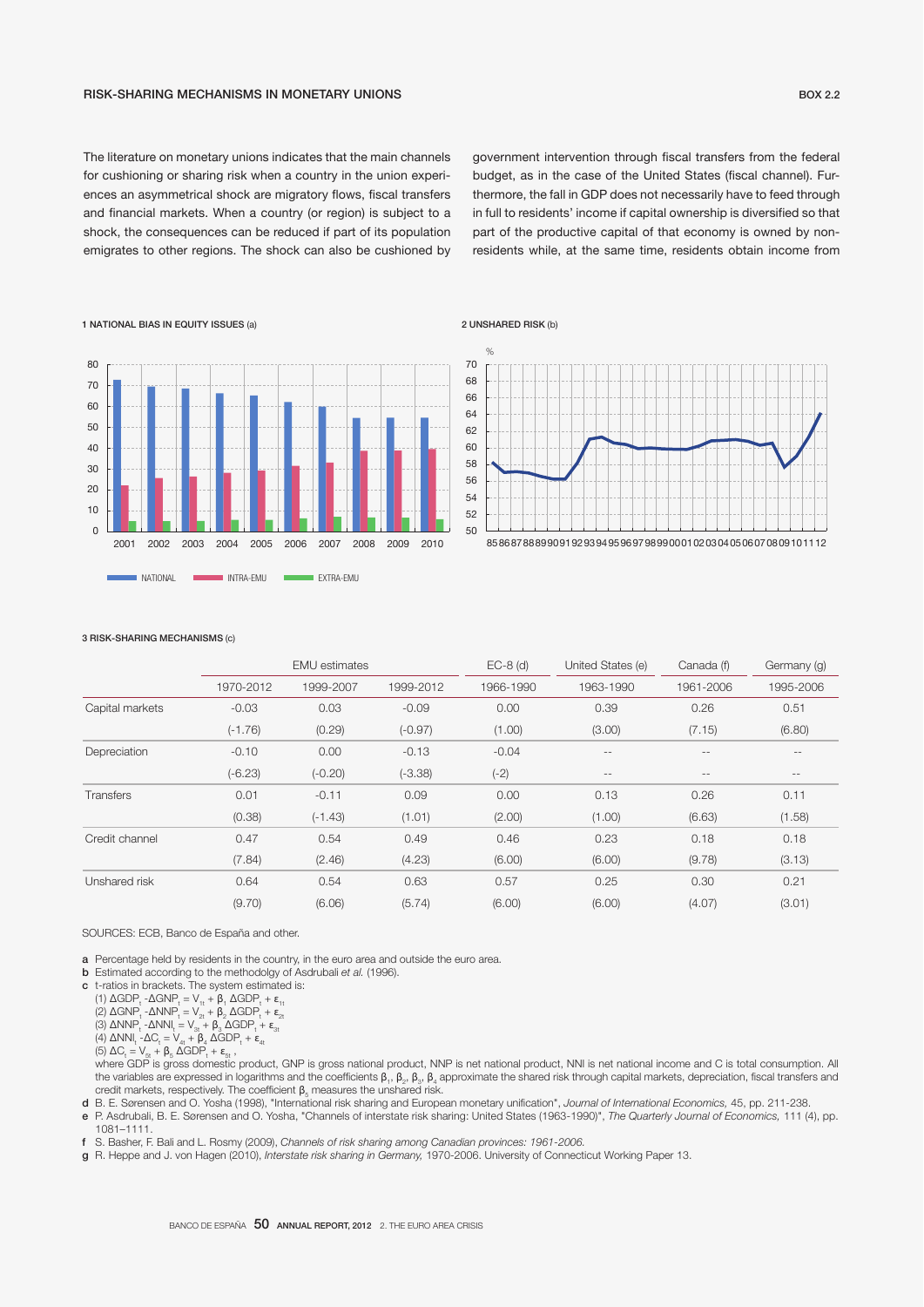# RISK-SHARING MECHANISMS IN MONETARY UNIONS

BOX 2.2

The literature on monetary unions indicates that the main channels for cushioning or sharing risk when a country in the union experiences an asymmetrical shock are migratory flows, fiscal transfers and financial markets. When a country (or region) is subject to a shock, the consequences can be reduced if part of its population emigrates to other regions. The shock can also be cushioned by government intervention through fiscal transfers from the federal budget, as in the case of the United States (fiscal channel). Furthermore, the fall in GDP does not necessarily have to feed through in full to residents' income if capital ownership is diversified so that part of the productive capital of that economy is owned by non-residents while, at the same time, residents obtain income from

1 NATIONAL BIAS IN EQUITY ISSUES (a)

2 UNSHARED RISK (b)

3 RISK-SHARING MECHANISMS (c)

| | EMU estimates | | | EC-8 (d) | United States (e) | Canada (f) | Germany (g) |
|---|---|---|---|---|---|---|---|
| | 1970-2012 | 1999-2007 | 1999-2012 | 1966-1990 | 1963-1990 | 1961-2006 | 1995-2006 |
| Capital markets | -0.03 | 0.03 | -0.09 | 0.00 | 0.39 | 0.26 | 0.51 |
| | (-1.76) | (0.29) | (-0.97) | (1.00) | (3.00) | (7.15) | (6.80) |
| Depreciation | -0.10 | 0.00 | -0.13 | -0.04 | -- | -- | -- |
| | (-6.23) | (-0.20) | (-3.38) | (-2) | -- | -- | -- |
| Transfers | 0.01 | -0.11 | 0.09 | 0.00 | 0.13 | 0.26 | 0.11 |
| | (0.38) | (-1.43) | (1.01) | (2.00) | (1.00) | (6.63) | (1.58) |
| Credit channel | 0.47 | 0.54 | 0.49 | 0.46 | 0.23 | 0.18 | 0.18 |
| | (7.84) | (2.46) | (4.23) | (6.00) | (6.00) | (9.78) | (3.13) |
| Unshared risk | 0.64 | 0.54 | 0.63 | 0.57 | 0.25 | 0.30 | 0.21 |
| | (9.70) | (6.06) | (5.74) | (6.00) | (6.00) | (4.07) | (3.01) |

SOURCES: ECB, Banco de España and other.

**a** Percentage held by residents in the country, in the euro area and outside the euro area.

**b** Estimated according to the methodolgy of Asdrubali *et al.* (1996).

**c** t-ratios in brackets. The system estimated is:

(1) $\Delta GDP_t - \Delta GNP_t = V_{1t} + \beta_1 \Delta GDP_t + \varepsilon_{1t}$

(2) $\Delta GNP_t - \Delta NNP_t = V_{2t} + \beta_2 \Delta GDP_t + \varepsilon_{2t}$

(3) $\Delta NNP_t - \Delta NNI_t = V_{3t} + \beta_3 \Delta GDP_t + \varepsilon_{3t}$

(4) $\Delta NNI_t - \Delta C_t = V_{4t} + \beta_4 \Delta GDP_t + \varepsilon_{4t}$

(5) $\Delta C_t = V_{5t} + \beta_5 \Delta GDP_t + \varepsilon_{5t}$,

where GDP is gross domestic product, GNP is gross national product, NNP is net national product, NNI is net national income and C is total consumption. All the variables are expressed in logarithms and the coefficients $\beta_1$, $\beta_2$, $\beta_3$, $\beta_4$ approximate the shared risk through capital markets, depreciation, fiscal transfers and credit markets, respectively. The coefficient $\beta_5$ measures the unshared risk.

**d** B. E. Sørensen and O. Yosha (1998), "International risk sharing and European monetary unification", *Journal of International Economics,* 45, pp. 211-238.

**e** P. Asdrubali, B. E. Sørensen and O. Yosha, "Channels of interstate risk sharing: United States (1963-1990)", *The Quarterly Journal of Economics,* 111 (4), pp. 1081–1111.

**f** S. Basher, F. Bali and L. Rosmy (2009), *Channels of risk sharing among Canadian provinces: 1961-2006.*

**g** R. Heppe and J. von Hagen (2010), *Interstate risk sharing in Germany,* 1970-2006. University of Connecticut Working Paper 13.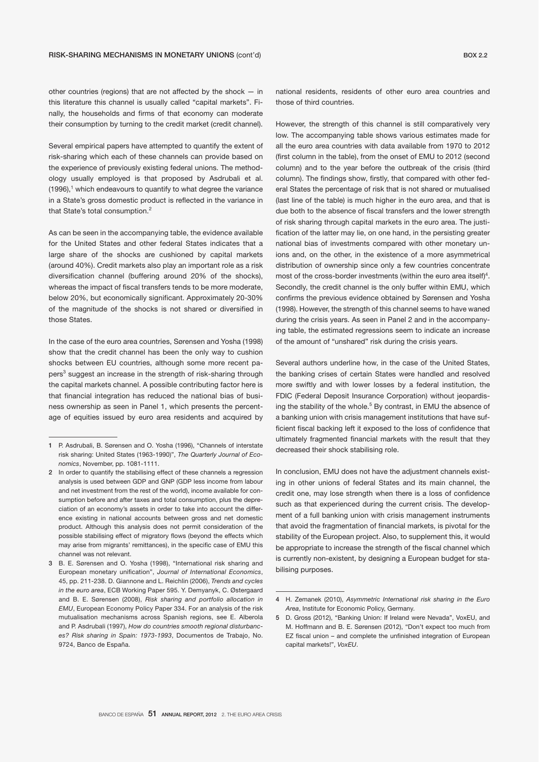other countries (regions) that are not affected by the shock — in this literature this channel is usually called "capital markets". Finally, the households and firms of that economy can moderate their consumption by turning to the credit market (credit channel).

Several empirical papers have attempted to quantify the extent of risk-sharing which each of these channels can provide based on the experience of previously existing federal unions. The methodology usually employed is that proposed by Asdrubali et al. (1996),[1] which endeavours to quantify to what degree the variance in a State's gross domestic product is reflected in the variance in that State's total consumption.[2]

As can be seen in the accompanying table, the evidence available for the United States and other federal States indicates that a large share of the shocks are cushioned by capital markets (around 40%). Credit markets also play an important role as a risk diversification channel (buffering around 20% of the shocks), whereas the impact of fiscal transfers tends to be more moderate, below 20%, but economically significant. Approximately 20-30% of the magnitude of the shocks is not shared or diversified in those States.

In the case of the euro area countries, Sørensen and Yosha (1998) show that the credit channel has been the only way to cushion shocks between EU countries, although some more recent papers[3] suggest an increase in the strength of risk-sharing through the capital markets channel. A possible contributing factor here is that financial integration has reduced the national bias of business ownership as seen in Panel 1, which presents the percentage of equities issued by euro area residents and acquired by national residents, residents of other euro area countries and those of third countries.

However, the strength of this channel is still comparatively very low. The accompanying table shows various estimates made for all the euro area countries with data available from 1970 to 2012 (first column in the table), from the onset of EMU to 2012 (second column) and to the year before the outbreak of the crisis (third column). The findings show, firstly, that compared with other federal States the percentage of risk that is not shared or mutualised (last line of the table) is much higher in the euro area, and that is due both to the absence of fiscal transfers and the lower strength of risk sharing through capital markets in the euro area. The justification of the latter may lie, on one hand, in the persisting greater national bias of investments compared with other monetary unions and, on the other, in the existence of a more asymmetrical distribution of ownership since only a few countries concentrate most of the cross-border investments (within the euro area itself)[4]. Secondly, the credit channel is the only buffer within EMU, which confirms the previous evidence obtained by Sørensen and Yosha (1998). However, the strength of this channel seems to have waned during the crisis years. As seen in Panel 2 and in the accompanying table, the estimated regressions seem to indicate an increase of the amount of "unshared" risk during the crisis years.

Several authors underline how, in the case of the United States, the banking crises of certain States were handled and resolved more swiftly and with lower losses by a federal institution, the FDIC (Federal Deposit Insurance Corporation) without jeopardising the stability of the whole.[5] By contrast, in EMU the absence of a banking union with crisis management institutions that have sufficient fiscal backing left it exposed to the loss of confidence that ultimately fragmented financial markets with the result that they decreased their shock stabilising role.

In conclusion, EMU does not have the adjustment channels existing in other unions of federal States and its main channel, the credit one, may lose strength when there is a loss of confidence such as that experienced during the current crisis. The development of a full banking union with crisis management instruments that avoid the fragmentation of financial markets, is pivotal for the stability of the European project. Also, to supplement this, it would be appropriate to increase the strength of the fiscal channel which is currently non-existent, by designing a European budget for stabilising purposes.

---

1 P. Asdrubali, B. Sørensen and O. Yosha (1996), "Channels of interstate risk sharing: United States (1963-1990)", *The Quarterly Journal of Economics*, November, pp. 1081-1111.

2 In order to quantify the stabilising effect of these channels a regression analysis is used between GDP and GNP (GDP less income from labour and net investment from the rest of the world), income available for consumption before and after taxes and total consumption, plus the depreciation of an economy's assets in order to take into account the difference existing in national accounts between gross and net domestic product. Although this analysis does not permit consideration of the possible stabilising effect of migratory flows (beyond the effects which may arise from migrants' remittances), in the specific case of EMU this channel was not relevant.

3 B. E. Sørensen and O. Yosha (1998), "International risk sharing and European monetary unification", *Journal of International Economics*, 45, pp. 211-238. D. Giannone and L. Reichlin (2006), *Trends and cycles in the euro area*, ECB Working Paper 595. Y. Demyanyk, C. Østergaard and B. E. Sørensen (2008), *Risk sharing and portfolio allocation in EMU*, European Economy Policy Paper 334. For an analysis of the risk mutualisation mechanisms across Spanish regions, see E. Alberola and P. Asdrubali (1997), *How do countries smooth regional disturbances? Risk sharing in Spain: 1973-1993*, Documentos de Trabajo, No. 9724, Banco de España.

4 H. Zemanek (2010), *Asymmetric International risk sharing in the Euro Area*, Institute for Economic Policy, Germany.

5 D. Gross (2012), "Banking Union: If Ireland were Nevada", VoxEU, and M. Hoffmann and B. E. Sørensen (2012), "Don't expect too much from EZ fiscal union – and complete the unfinished integration of European capital markets!", *VoxEU*.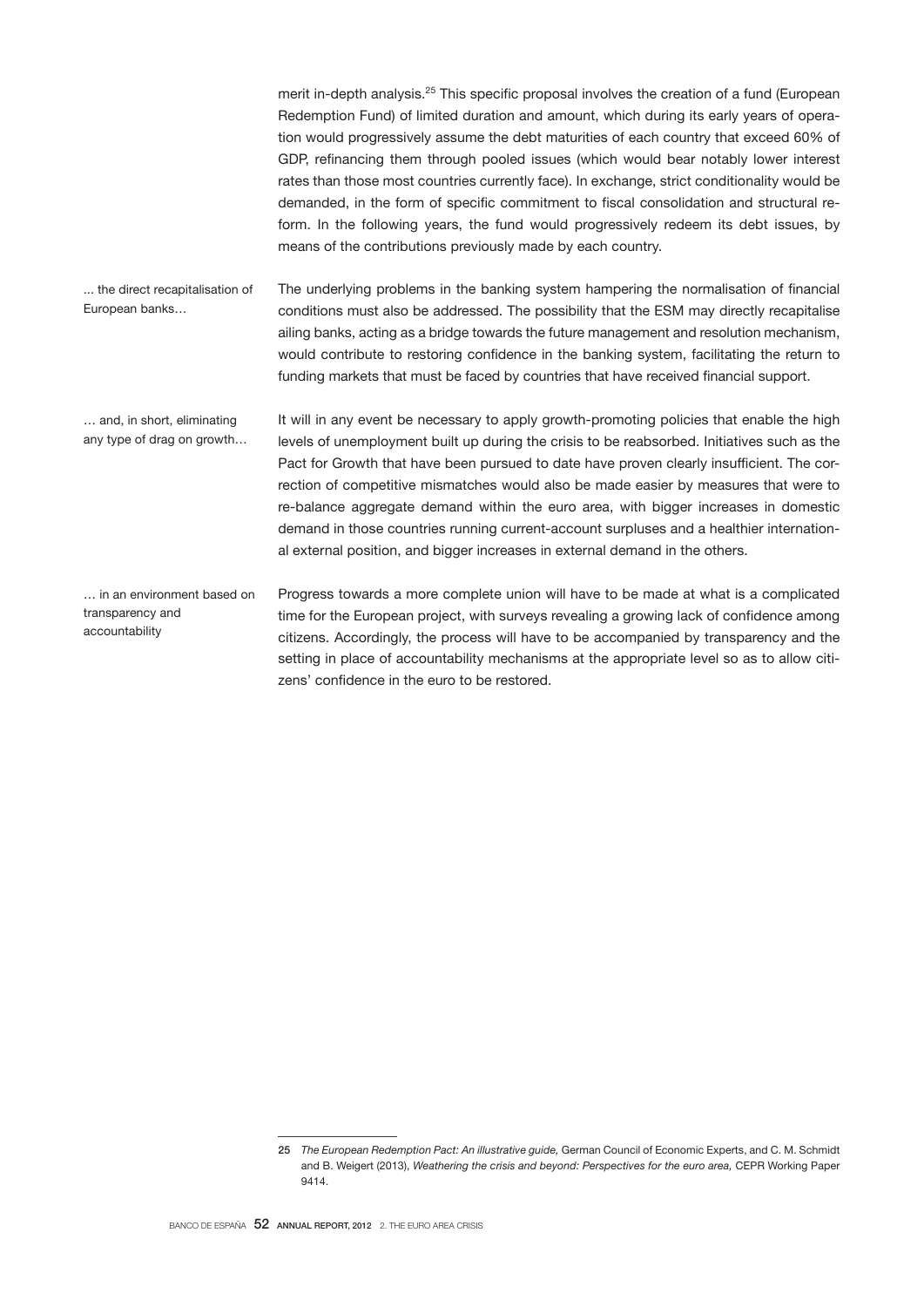merit in-depth analysis.[25] This specific proposal involves the creation of a fund (European Redemption Fund) of limited duration and amount, which during its early years of operation would progressively assume the debt maturities of each country that exceed 60% of GDP, refinancing them through pooled issues (which would bear notably lower interest rates than those most countries currently face). In exchange, strict conditionality would be demanded, in the form of specific commitment to fiscal consolidation and structural reform. In the following years, the fund would progressively redeem its debt issues, by means of the contributions previously made by each country.

... the direct recapitalisation of European banks…

The underlying problems in the banking system hampering the normalisation of financial conditions must also be addressed. The possibility that the ESM may directly recapitalise ailing banks, acting as a bridge towards the future management and resolution mechanism, would contribute to restoring confidence in the banking system, facilitating the return to funding markets that must be faced by countries that have received financial support.

… and, in short, eliminating any type of drag on growth…

It will in any event be necessary to apply growth-promoting policies that enable the high levels of unemployment built up during the crisis to be reabsorbed. Initiatives such as the Pact for Growth that have been pursued to date have proven clearly insufficient. The correction of competitive mismatches would also be made easier by measures that were to re-balance aggregate demand within the euro area, with bigger increases in domestic demand in those countries running current-account surpluses and a healthier international external position, and bigger increases in external demand in the others.

… in an environment based on transparency and accountability

Progress towards a more complete union will have to be made at what is a complicated time for the European project, with surveys revealing a growing lack of confidence among citizens. Accordingly, the process will have to be accompanied by transparency and the setting in place of accountability mechanisms at the appropriate level so as to allow citizens' confidence in the euro to be restored.

---

25 *The European Redemption Pact: An illustrative guide,* German Council of Economic Experts, and C. M. Schmidt and B. Weigert (2013), *Weathering the crisis and beyond: Perspectives for the euro area,* CEPR Working Paper 9414.